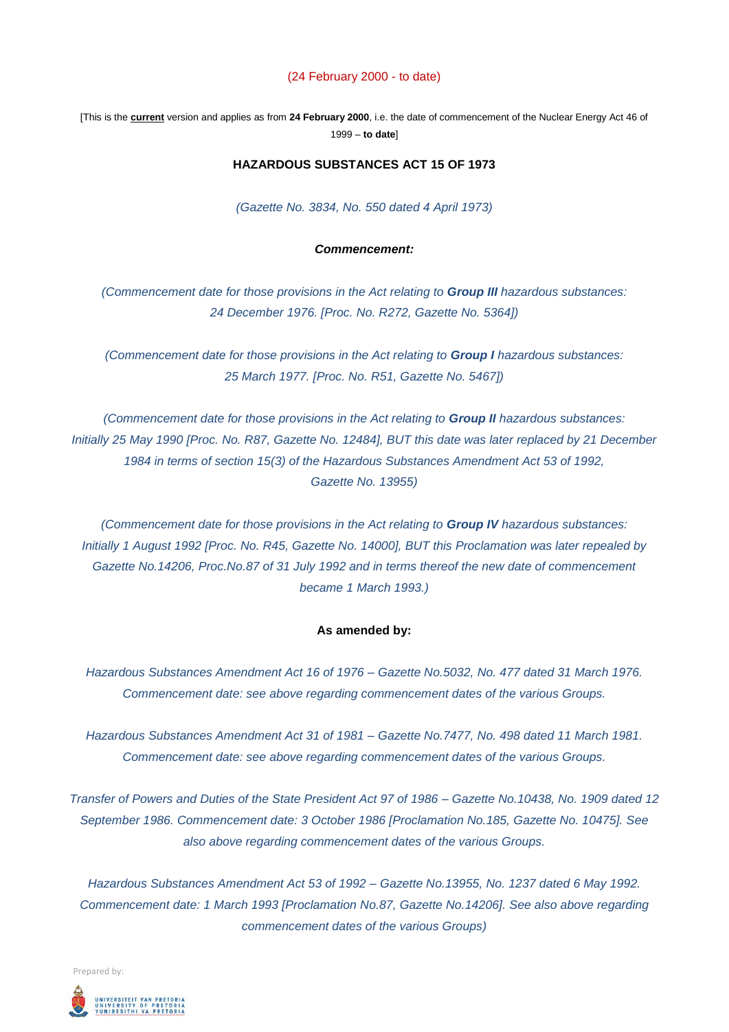(24 February 2000 - to date)

[This is the **current** version and applies as from **24 February 2000**, i.e. the date of commencement of the Nuclear Energy Act 46 of 1999 – **to date**]

# HAZARDOUS SUBSTANCES ACT 15 OF 1973

*(Gazette No. 3834, No. 550 dated 4 April 1973)*

***Commencement:***

*(Commencement date for those provisions in the Act relating to **Group III** hazardous substances: 24 December 1976. [Proc. No. R272, Gazette No. 5364])*

*(Commencement date for those provisions in the Act relating to **Group I** hazardous substances: 25 March 1977. [Proc. No. R51, Gazette No. 5467])*

*(Commencement date for those provisions in the Act relating to **Group II** hazardous substances: Initially 25 May 1990 [Proc. No. R87, Gazette No. 12484], BUT this date was later replaced by 21 December 1984 in terms of section 15(3) of the Hazardous Substances Amendment Act 53 of 1992, Gazette No. 13955)*

*(Commencement date for those provisions in the Act relating to **Group IV** hazardous substances: Initially 1 August 1992 [Proc. No. R45, Gazette No. 14000], BUT this Proclamation was later repealed by Gazette No.14206, Proc.No.87 of 31 July 1992 and in terms thereof the new date of commencement became 1 March 1993.)*

**As amended by:**

*Hazardous Substances Amendment Act 16 of 1976 – Gazette No.5032, No. 477 dated 31 March 1976. Commencement date: see above regarding commencement dates of the various Groups.*

*Hazardous Substances Amendment Act 31 of 1981 – Gazette No.7477, No. 498 dated 11 March 1981. Commencement date: see above regarding commencement dates of the various Groups.*

*Transfer of Powers and Duties of the State President Act 97 of 1986 – Gazette No.10438, No. 1909 dated 12 September 1986. Commencement date: 3 October 1986 [Proclamation No.185, Gazette No. 10475]. See also above regarding commencement dates of the various Groups.*

*Hazardous Substances Amendment Act 53 of 1992 – Gazette No.13955, No. 1237 dated 6 May 1992. Commencement date: 1 March 1993 [Proclamation No.87, Gazette No.14206]. See also above regarding commencement dates of the various Groups)*

Prepared by:

UNIVERSITEIT VAN PRETORIA
UNIVERSITY OF PRETORIA
YUNIBESITHI YA PRETORIA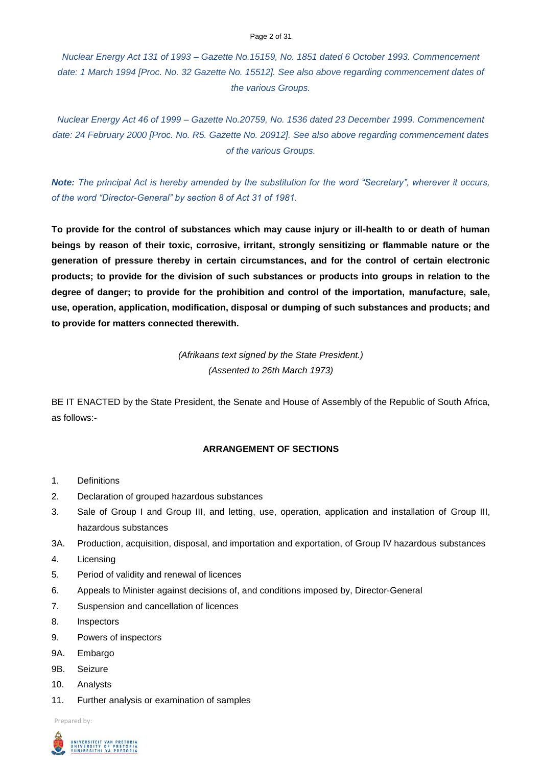*Nuclear Energy Act 131 of 1993 – Gazette No.15159, No. 1851 dated 6 October 1993. Commencement date: 1 March 1994 [Proc. No. 32 Gazette No. 15512]. See also above regarding commencement dates of the various Groups.*

*Nuclear Energy Act 46 of 1999 – Gazette No.20759, No. 1536 dated 23 December 1999. Commencement date: 24 February 2000 [Proc. No. R5. Gazette No. 20912]. See also above regarding commencement dates of the various Groups.*

***Note:** The principal Act is hereby amended by the substitution for the word "Secretary", wherever it occurs, of the word "Director-General" by section 8 of Act 31 of 1981.*

**To provide for the control of substances which may cause injury or ill-health to or death of human beings by reason of their toxic, corrosive, irritant, strongly sensitizing or flammable nature or the generation of pressure thereby in certain circumstances, and for the control of certain electronic products; to provide for the division of such substances or products into groups in relation to the degree of danger; to provide for the prohibition and control of the importation, manufacture, sale, use, operation, application, modification, disposal or dumping of such substances and products; and to provide for matters connected therewith.**

*(Afrikaans text signed by the State President.)*
*(Assented to 26th March 1973)*

BE IT ENACTED by the State President, the Senate and House of Assembly of the Republic of South Africa, as follows:-

**ARRANGEMENT OF SECTIONS**

1. Definitions
2. Declaration of grouped hazardous substances
3. Sale of Group I and Group III, and letting, use, operation, application and installation of Group III, hazardous substances

3A. Production, acquisition, disposal, and importation and exportation, of Group IV hazardous substances

4. Licensing
5. Period of validity and renewal of licences
6. Appeals to Minister against decisions of, and conditions imposed by, Director-General
7. Suspension and cancellation of licences
8. Inspectors
9. Powers of inspectors

9A. Embargo

9B. Seizure

10. Analysts
11. Further analysis or examination of samples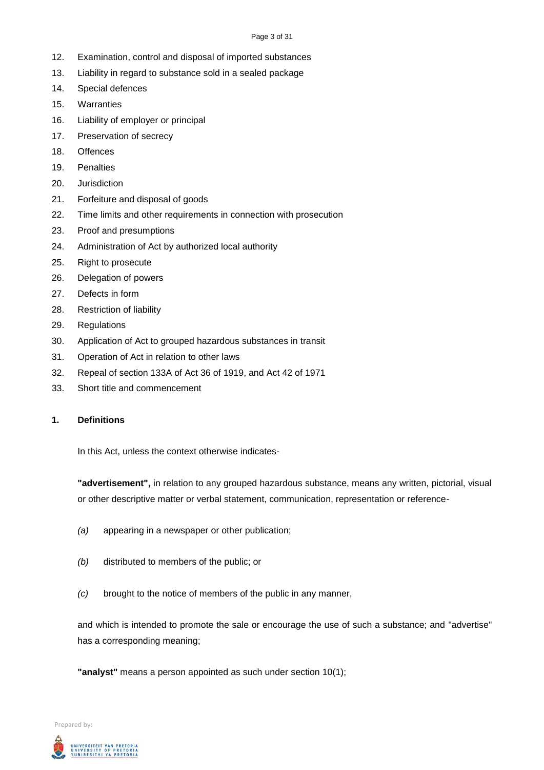12. Examination, control and disposal of imported substances
13. Liability in regard to substance sold in a sealed package
14. Special defences
15. Warranties
16. Liability of employer or principal
17. Preservation of secrecy
18. Offences
19. Penalties
20. Jurisdiction
21. Forfeiture and disposal of goods
22. Time limits and other requirements in connection with prosecution
23. Proof and presumptions
24. Administration of Act by authorized local authority
25. Right to prosecute
26. Delegation of powers
27. Defects in form
28. Restriction of liability
29. Regulations
30. Application of Act to grouped hazardous substances in transit
31. Operation of Act in relation to other laws
32. Repeal of section 133A of Act 36 of 1919, and Act 42 of 1971
33. Short title and commencement

## 1. Definitions

In this Act, unless the context otherwise indicates-

**"advertisement",** in relation to any grouped hazardous substance, means any written, pictorial, visual or other descriptive matter or verbal statement, communication, representation or reference-

*(a)* appearing in a newspaper or other publication;

*(b)* distributed to members of the public; or

*(c)* brought to the notice of members of the public in any manner,

and which is intended to promote the sale or encourage the use of such a substance; and "advertise" has a corresponding meaning;

**"analyst"** means a person appointed as such under section 10(1);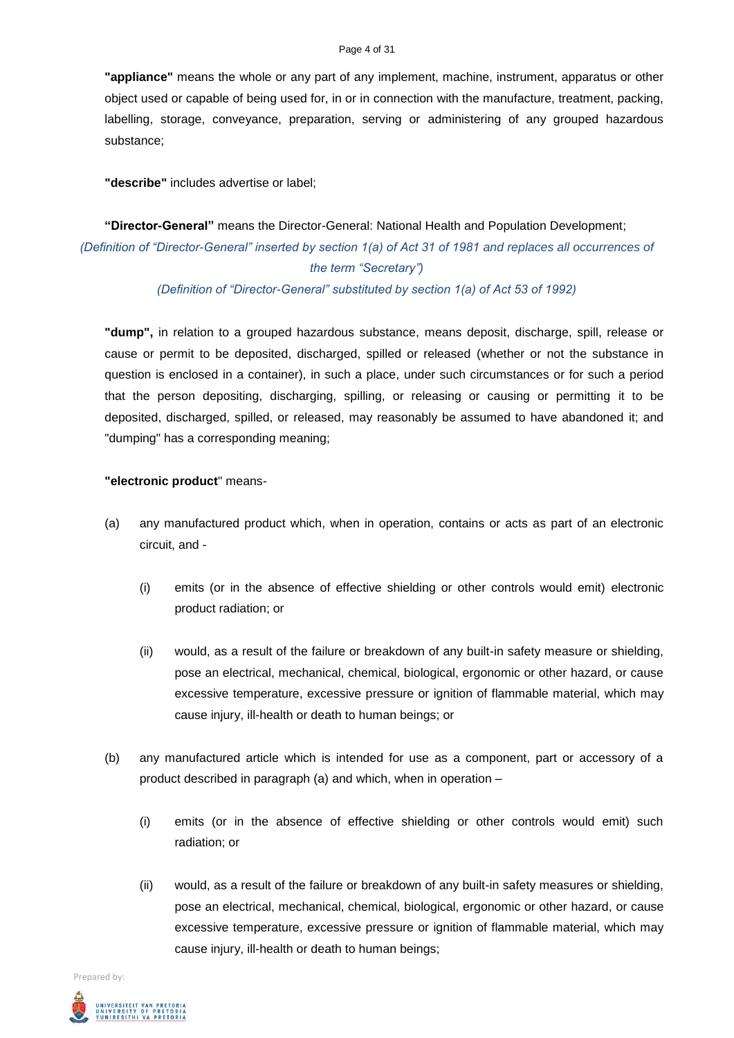**"appliance"** means the whole or any part of any implement, machine, instrument, apparatus or other object used or capable of being used for, in or in connection with the manufacture, treatment, packing, labelling, storage, conveyance, preparation, serving or administering of any grouped hazardous substance;

**"describe"** includes advertise or label;

**"Director-General"** means the Director-General: National Health and Population Development;

*(Definition of "Director-General" inserted by section 1(a) of Act 31 of 1981 and replaces all occurrences of the term "Secretary")*

*(Definition of "Director-General" substituted by section 1(a) of Act 53 of 1992)*

**"dump",** in relation to a grouped hazardous substance, means deposit, discharge, spill, release or cause or permit to be deposited, discharged, spilled or released (whether or not the substance in question is enclosed in a container), in such a place, under such circumstances or for such a period that the person depositing, discharging, spilling, or releasing or causing or permitting it to be deposited, discharged, spilled, or released, may reasonably be assumed to have abandoned it; and "dumping" has a corresponding meaning;

**"electronic product"** means-

(a) any manufactured product which, when in operation, contains or acts as part of an electronic circuit, and -

(i) emits (or in the absence of effective shielding or other controls would emit) electronic product radiation; or

(ii) would, as a result of the failure or breakdown of any built-in safety measure or shielding, pose an electrical, mechanical, chemical, biological, ergonomic or other hazard, or cause excessive temperature, excessive pressure or ignition of flammable material, which may cause injury, ill-health or death to human beings; or

(b) any manufactured article which is intended for use as a component, part or accessory of a product described in paragraph (a) and which, when in operation –

(i) emits (or in the absence of effective shielding or other controls would emit) such radiation; or

(ii) would, as a result of the failure or breakdown of any built-in safety measures or shielding, pose an electrical, mechanical, chemical, biological, ergonomic or other hazard, or cause excessive temperature, excessive pressure or ignition of flammable material, which may cause injury, ill-health or death to human beings;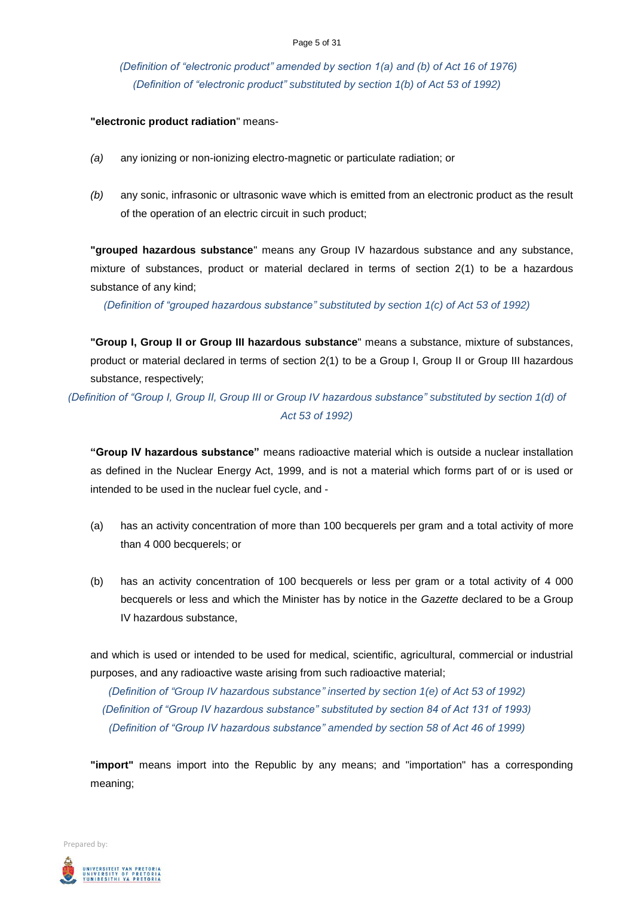*(Definition of "electronic product" amended by section 1(a) and (b) of Act 16 of 1976)*
*(Definition of "electronic product" substituted by section 1(b) of Act 53 of 1992)*

**"electronic product radiation**" means-

*(a)* any ionizing or non-ionizing electro-magnetic or particulate radiation; or

*(b)* any sonic, infrasonic or ultrasonic wave which is emitted from an electronic product as the result of the operation of an electric circuit in such product;

**"grouped hazardous substance**" means any Group IV hazardous substance and any substance, mixture of substances, product or material declared in terms of section 2(1) to be a hazardous substance of any kind;

*(Definition of "grouped hazardous substance" substituted by section 1(c) of Act 53 of 1992)*

**"Group I, Group II or Group III hazardous substance**" means a substance, mixture of substances, product or material declared in terms of section 2(1) to be a Group I, Group II or Group III hazardous substance, respectively;

*(Definition of "Group I, Group II, Group III or Group IV hazardous substance" substituted by section 1(d) of Act 53 of 1992)*

**"Group IV hazardous substance"** means radioactive material which is outside a nuclear installation as defined in the Nuclear Energy Act, 1999, and is not a material which forms part of or is used or intended to be used in the nuclear fuel cycle, and -

(a) has an activity concentration of more than 100 becquerels per gram and a total activity of more than 4 000 becquerels; or

(b) has an activity concentration of 100 becquerels or less per gram or a total activity of 4 000 becquerels or less and which the Minister has by notice in the *Gazette* declared to be a Group IV hazardous substance,

and which is used or intended to be used for medical, scientific, agricultural, commercial or industrial purposes, and any radioactive waste arising from such radioactive material;

*(Definition of "Group IV hazardous substance" inserted by section 1(e) of Act 53 of 1992)*
*(Definition of "Group IV hazardous substance" substituted by section 84 of Act 131 of 1993)*
*(Definition of "Group IV hazardous substance" amended by section 58 of Act 46 of 1999)*

**"import"** means import into the Republic by any means; and "importation" has a corresponding meaning;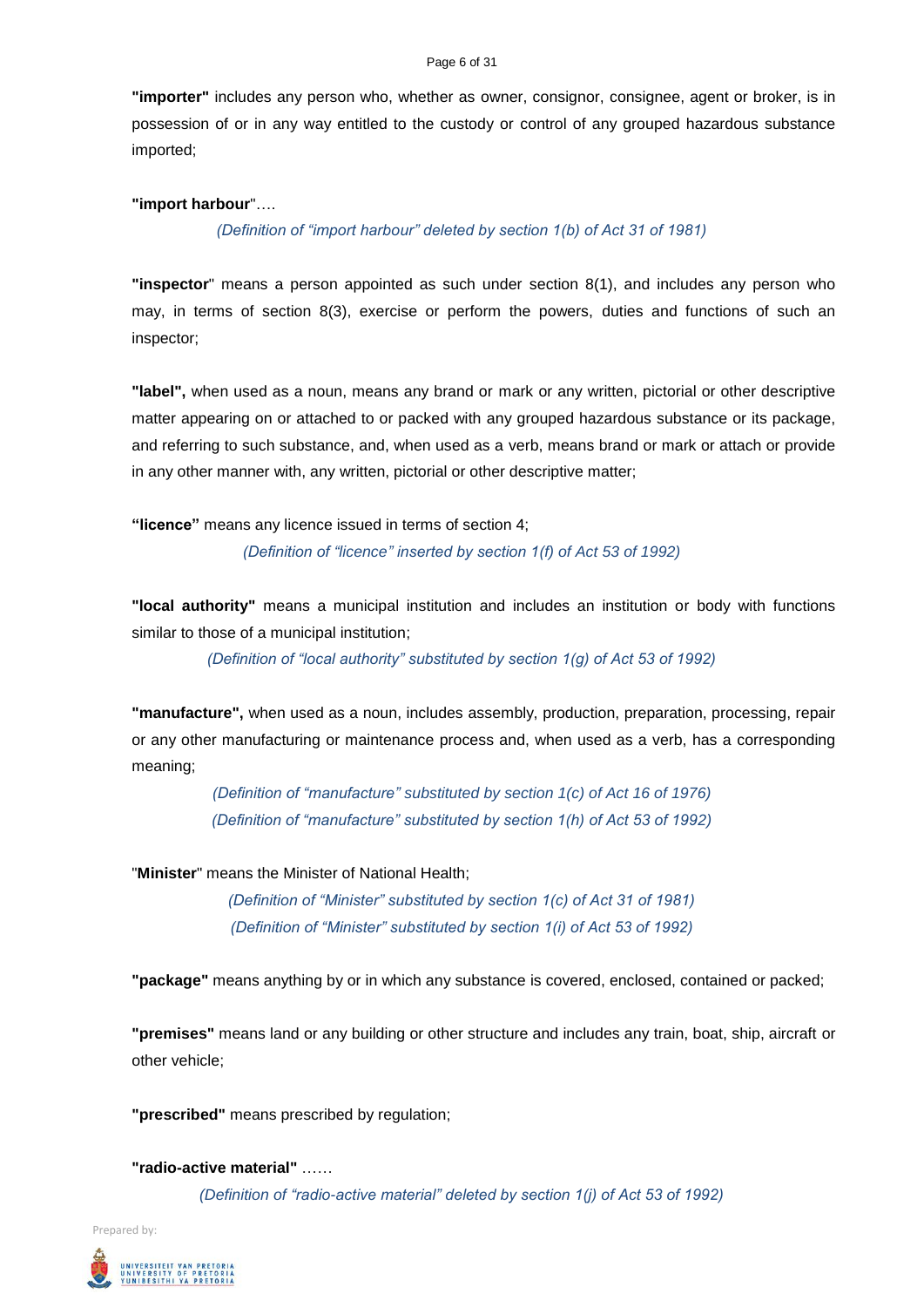**"importer"** includes any person who, whether as owner, consignor, consignee, agent or broker, is in possession of or in any way entitled to the custody or control of any grouped hazardous substance imported;

**"import harbour**"….

*(Definition of "import harbour" deleted by section 1(b) of Act 31 of 1981)*

**"inspector**" means a person appointed as such under section 8(1), and includes any person who may, in terms of section 8(3), exercise or perform the powers, duties and functions of such an inspector;

**"label",** when used as a noun, means any brand or mark or any written, pictorial or other descriptive matter appearing on or attached to or packed with any grouped hazardous substance or its package, and referring to such substance, and, when used as a verb, means brand or mark or attach or provide in any other manner with, any written, pictorial or other descriptive matter;

**"licence"** means any licence issued in terms of section 4;

*(Definition of "licence" inserted by section 1(f) of Act 53 of 1992)*

**"local authority"** means a municipal institution and includes an institution or body with functions similar to those of a municipal institution;

*(Definition of "local authority" substituted by section 1(g) of Act 53 of 1992)*

**"manufacture",** when used as a noun, includes assembly, production, preparation, processing, repair or any other manufacturing or maintenance process and, when used as a verb, has a corresponding meaning;

*(Definition of "manufacture" substituted by section 1(c) of Act 16 of 1976)*
*(Definition of "manufacture" substituted by section 1(h) of Act 53 of 1992)*

"**Minister**" means the Minister of National Health;

*(Definition of "Minister" substituted by section 1(c) of Act 31 of 1981)*
*(Definition of "Minister" substituted by section 1(i) of Act 53 of 1992)*

**"package"** means anything by or in which any substance is covered, enclosed, contained or packed;

**"premises"** means land or any building or other structure and includes any train, boat, ship, aircraft or other vehicle;

**"prescribed"** means prescribed by regulation;

**"radio-active material"** ……

*(Definition of "radio-active material" deleted by section 1(j) of Act 53 of 1992)*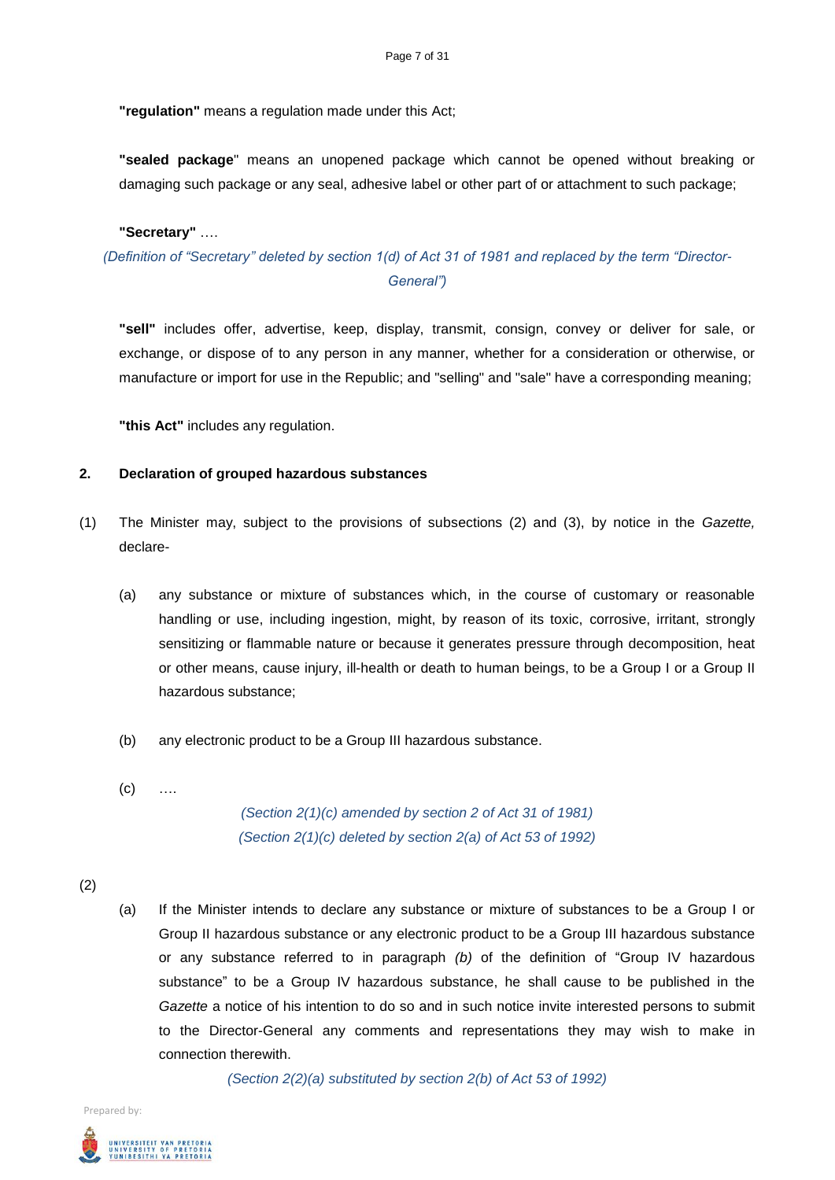**"regulation"** means a regulation made under this Act;

**"sealed package"** means an unopened package which cannot be opened without breaking or damaging such package or any seal, adhesive label or other part of or attachment to such package;

**"Secretary"** ….

*(Definition of "Secretary" deleted by section 1(d) of Act 31 of 1981 and replaced by the term "Director-General")*

**"sell"** includes offer, advertise, keep, display, transmit, consign, convey or deliver for sale, or exchange, or dispose of to any person in any manner, whether for a consideration or otherwise, or manufacture or import for use in the Republic; and "selling" and "sale" have a corresponding meaning;

**"this Act"** includes any regulation.

**2. Declaration of grouped hazardous substances**

(1) The Minister may, subject to the provisions of subsections (2) and (3), by notice in the *Gazette,* declare-

(a) any substance or mixture of substances which, in the course of customary or reasonable handling or use, including ingestion, might, by reason of its toxic, corrosive, irritant, strongly sensitizing or flammable nature or because it generates pressure through decomposition, heat or other means, cause injury, ill-health or death to human beings, to be a Group I or a Group II hazardous substance;

(b) any electronic product to be a Group III hazardous substance.

(c) ….

*(Section 2(1)(c) amended by section 2 of Act 31 of 1981)*
*(Section 2(1)(c) deleted by section 2(a) of Act 53 of 1992)*

(2)

(a) If the Minister intends to declare any substance or mixture of substances to be a Group I or Group II hazardous substance or any electronic product to be a Group III hazardous substance or any substance referred to in paragraph *(b)* of the definition of "Group IV hazardous substance" to be a Group IV hazardous substance, he shall cause to be published in the *Gazette* a notice of his intention to do so and in such notice invite interested persons to submit to the Director-General any comments and representations they may wish to make in connection therewith.

*(Section 2(2)(a) substituted by section 2(b) of Act 53 of 1992)*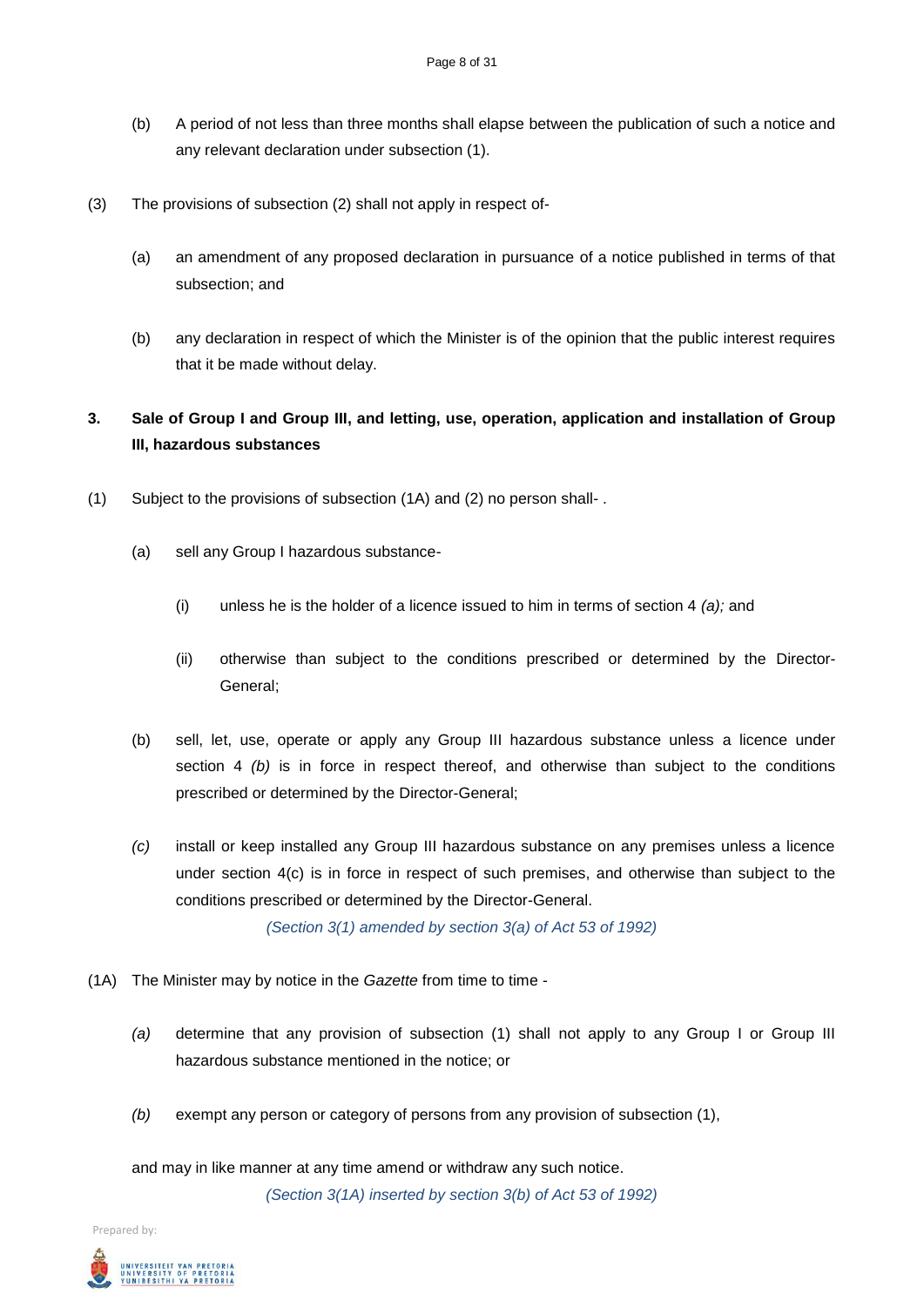(b) A period of not less than three months shall elapse between the publication of such a notice and any relevant declaration under subsection (1).

(3) The provisions of subsection (2) shall not apply in respect of-

(a) an amendment of any proposed declaration in pursuance of a notice published in terms of that subsection; and

(b) any declaration in respect of which the Minister is of the opinion that the public interest requires that it be made without delay.

**3. Sale of Group I and Group III, and letting, use, operation, application and installation of Group III, hazardous substances**

(1) Subject to the provisions of subsection (1A) and (2) no person shall- .

(a) sell any Group I hazardous substance-

(i) unless he is the holder of a licence issued to him in terms of section 4 *(a);* and

(ii) otherwise than subject to the conditions prescribed or determined by the Director-General;

(b) sell, let, use, operate or apply any Group III hazardous substance unless a licence under section 4 *(b)* is in force in respect thereof, and otherwise than subject to the conditions prescribed or determined by the Director-General;

*(c)* install or keep installed any Group III hazardous substance on any premises unless a licence under section 4(c) is in force in respect of such premises, and otherwise than subject to the conditions prescribed or determined by the Director-General.

*(Section 3(1) amended by section 3(a) of Act 53 of 1992)*

(1A) The Minister may by notice in the *Gazette* from time to time -

*(a)* determine that any provision of subsection (1) shall not apply to any Group I or Group III hazardous substance mentioned in the notice; or

*(b)* exempt any person or category of persons from any provision of subsection (1),

and may in like manner at any time amend or withdraw any such notice.

*(Section 3(1A) inserted by section 3(b) of Act 53 of 1992)*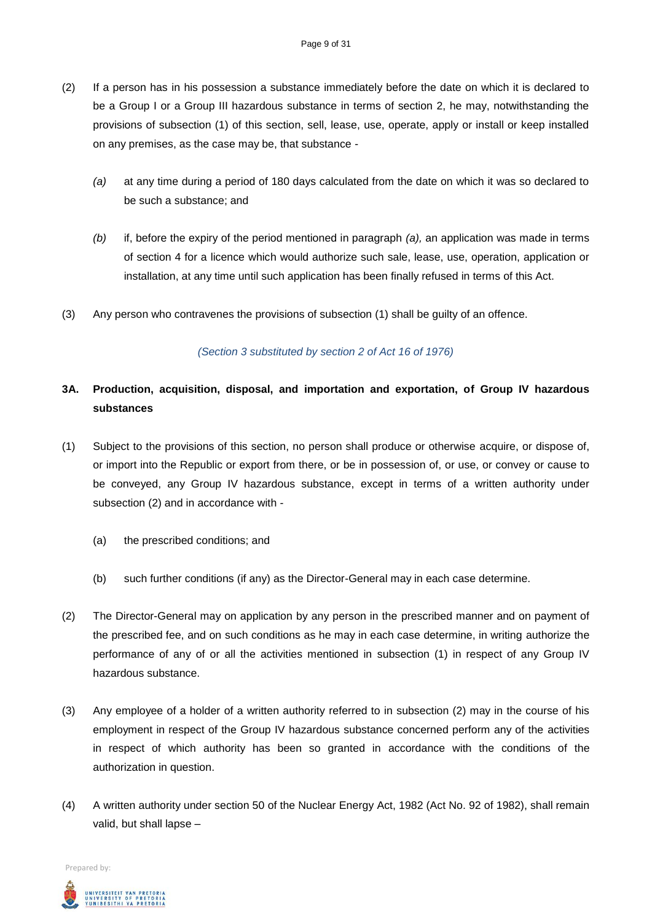(2) If a person has in his possession a substance immediately before the date on which it is declared to be a Group I or a Group III hazardous substance in terms of section 2, he may, notwithstanding the provisions of subsection (1) of this section, sell, lease, use, operate, apply or install or keep installed on any premises, as the case may be, that substance -

*(a)* at any time during a period of 180 days calculated from the date on which it was so declared to be such a substance; and

*(b)* if, before the expiry of the period mentioned in paragraph *(a),* an application was made in terms of section 4 for a licence which would authorize such sale, lease, use, operation, application or installation, at any time until such application has been finally refused in terms of this Act.

(3) Any person who contravenes the provisions of subsection (1) shall be guilty of an offence.

*(Section 3 substituted by section 2 of Act 16 of 1976)*

**3A. Production, acquisition, disposal, and importation and exportation, of Group IV hazardous substances**

(1) Subject to the provisions of this section, no person shall produce or otherwise acquire, or dispose of, or import into the Republic or export from there, or be in possession of, or use, or convey or cause to be conveyed, any Group IV hazardous substance, except in terms of a written authority under subsection (2) and in accordance with -

(a) the prescribed conditions; and

(b) such further conditions (if any) as the Director-General may in each case determine.

(2) The Director-General may on application by any person in the prescribed manner and on payment of the prescribed fee, and on such conditions as he may in each case determine, in writing authorize the performance of any of or all the activities mentioned in subsection (1) in respect of any Group IV hazardous substance.

(3) Any employee of a holder of a written authority referred to in subsection (2) may in the course of his employment in respect of the Group IV hazardous substance concerned perform any of the activities in respect of which authority has been so granted in accordance with the conditions of the authorization in question.

(4) A written authority under section 50 of the Nuclear Energy Act, 1982 (Act No. 92 of 1982), shall remain valid, but shall lapse –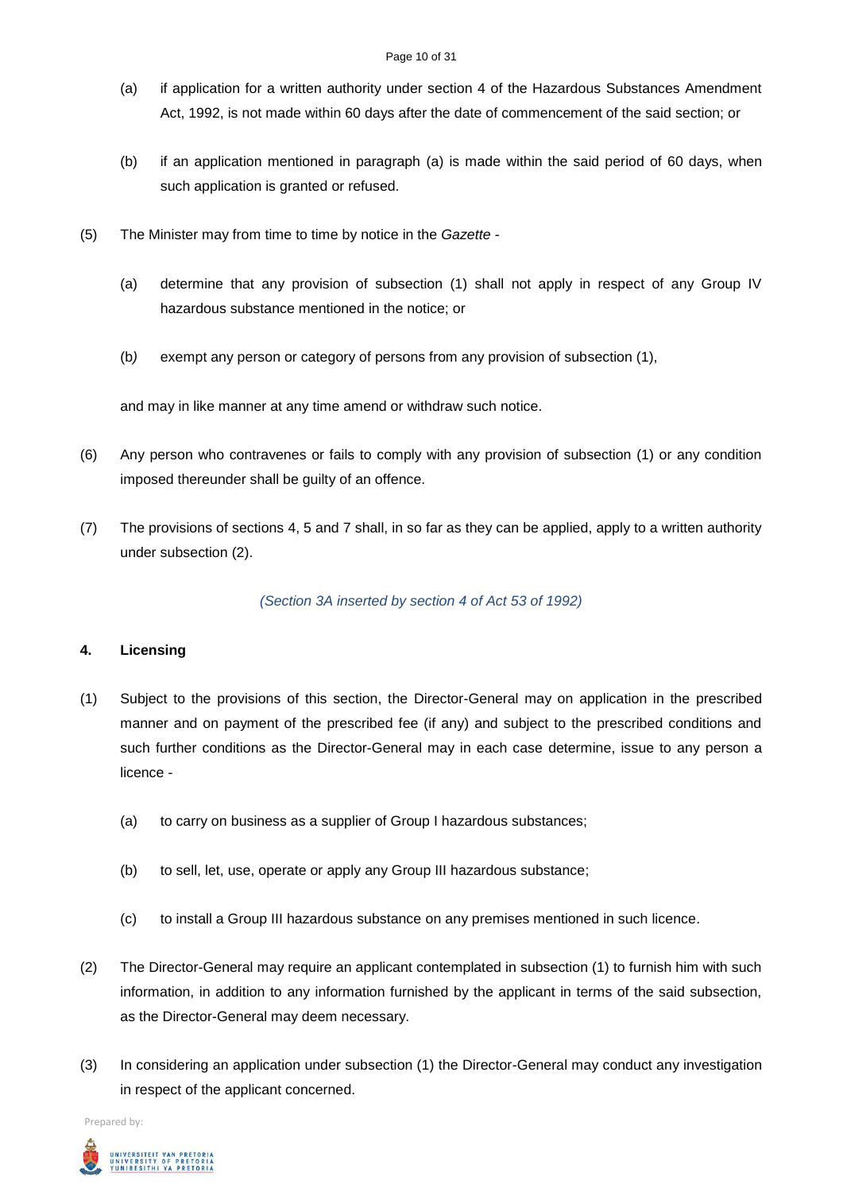(a) if application for a written authority under section 4 of the Hazardous Substances Amendment Act, 1992, is not made within 60 days after the date of commencement of the said section; or

(b) if an application mentioned in paragraph (a) is made within the said period of 60 days, when such application is granted or refused.

(5) The Minister may from time to time by notice in the *Gazette* -

(a) determine that any provision of subsection (1) shall not apply in respect of any Group IV hazardous substance mentioned in the notice; or

(b) exempt any person or category of persons from any provision of subsection (1),

and may in like manner at any time amend or withdraw such notice.

(6) Any person who contravenes or fails to comply with any provision of subsection (1) or any condition imposed thereunder shall be guilty of an offence.

(7) The provisions of sections 4, 5 and 7 shall, in so far as they can be applied, apply to a written authority under subsection (2).

*(Section 3A inserted by section 4 of Act 53 of 1992)*

**4. Licensing**

(1) Subject to the provisions of this section, the Director-General may on application in the prescribed manner and on payment of the prescribed fee (if any) and subject to the prescribed conditions and such further conditions as the Director-General may in each case determine, issue to any person a licence -

(a) to carry on business as a supplier of Group I hazardous substances;

(b) to sell, let, use, operate or apply any Group III hazardous substance;

(c) to install a Group III hazardous substance on any premises mentioned in such licence.

(2) The Director-General may require an applicant contemplated in subsection (1) to furnish him with such information, in addition to any information furnished by the applicant in terms of the said subsection, as the Director-General may deem necessary.

(3) In considering an application under subsection (1) the Director-General may conduct any investigation in respect of the applicant concerned.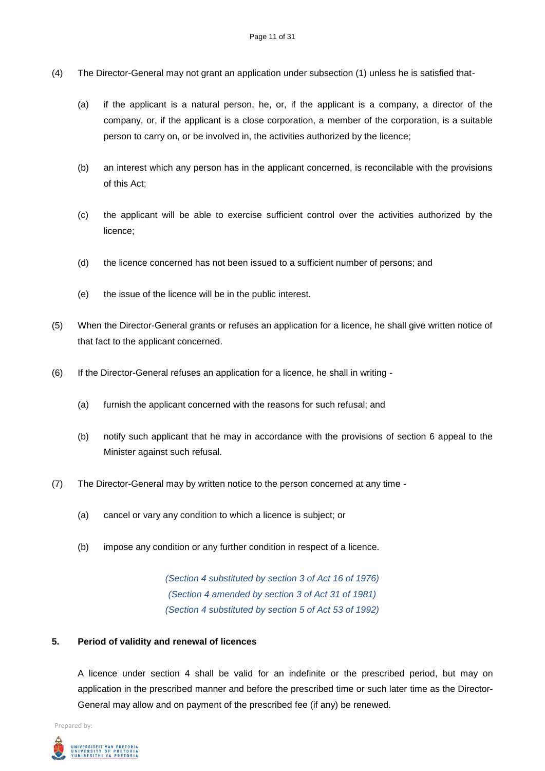(4) The Director-General may not grant an application under subsection (1) unless he is satisfied that-

  (a) if the applicant is a natural person, he, or, if the applicant is a company, a director of the company, or, if the applicant is a close corporation, a member of the corporation, is a suitable person to carry on, or be involved in, the activities authorized by the licence;

  (b) an interest which any person has in the applicant concerned, is reconcilable with the provisions of this Act;

  (c) the applicant will be able to exercise sufficient control over the activities authorized by the licence;

  (d) the licence concerned has not been issued to a sufficient number of persons; and

  (e) the issue of the licence will be in the public interest.

(5) When the Director-General grants or refuses an application for a licence, he shall give written notice of that fact to the applicant concerned.

(6) If the Director-General refuses an application for a licence, he shall in writing -

  (a) furnish the applicant concerned with the reasons for such refusal; and

  (b) notify such applicant that he may in accordance with the provisions of section 6 appeal to the Minister against such refusal.

(7) The Director-General may by written notice to the person concerned at any time -

  (a) cancel or vary any condition to which a licence is subject; or

  (b) impose any condition or any further condition in respect of a licence.

*(Section 4 substituted by section 3 of Act 16 of 1976)*
*(Section 4 amended by section 3 of Act 31 of 1981)*
*(Section 4 substituted by section 5 of Act 53 of 1992)*

**5. Period of validity and renewal of licences**

A licence under section 4 shall be valid for an indefinite or the prescribed period, but may on application in the prescribed manner and before the prescribed time or such later time as the Director-General may allow and on payment of the prescribed fee (if any) be renewed.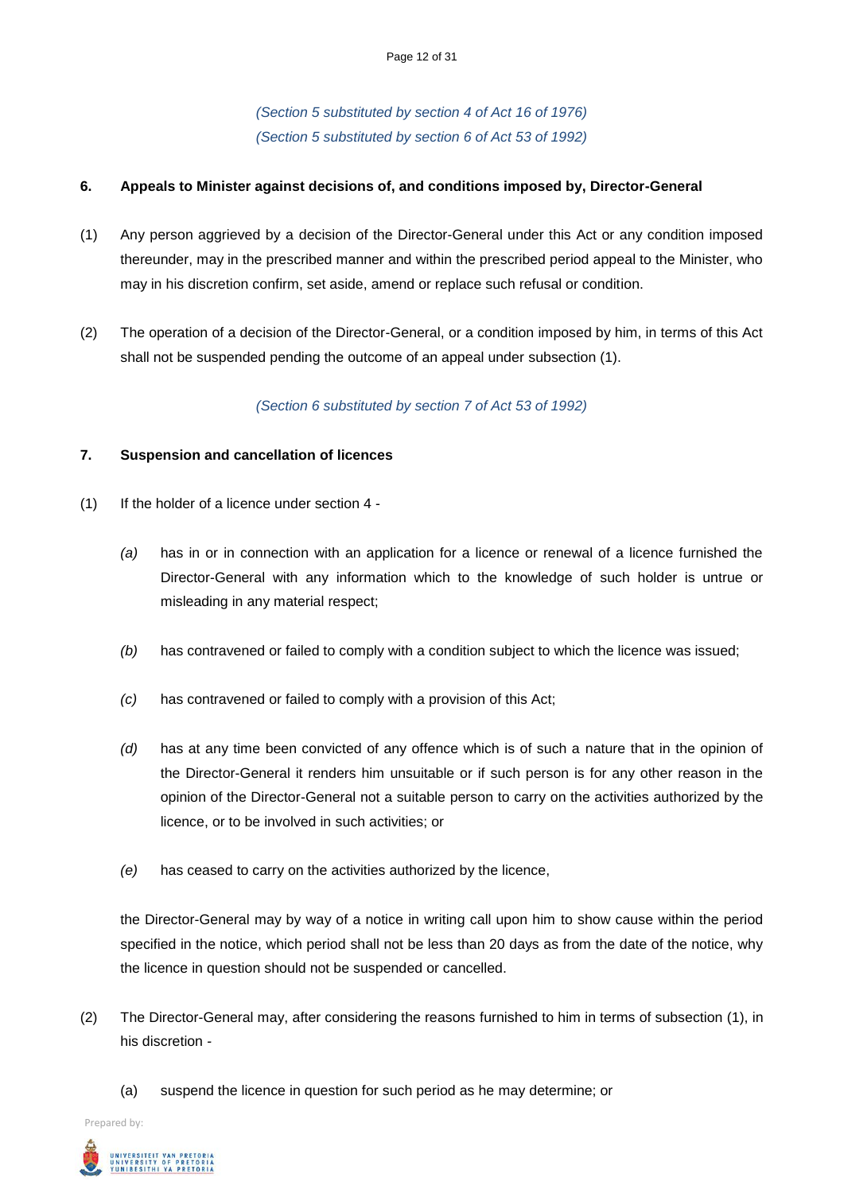*(Section 5 substituted by section 4 of Act 16 of 1976)*
*(Section 5 substituted by section 6 of Act 53 of 1992)*

**6. Appeals to Minister against decisions of, and conditions imposed by, Director-General**

(1) Any person aggrieved by a decision of the Director-General under this Act or any condition imposed thereunder, may in the prescribed manner and within the prescribed period appeal to the Minister, who may in his discretion confirm, set aside, amend or replace such refusal or condition.

(2) The operation of a decision of the Director-General, or a condition imposed by him, in terms of this Act shall not be suspended pending the outcome of an appeal under subsection (1).

*(Section 6 substituted by section 7 of Act 53 of 1992)*

**7. Suspension and cancellation of licences**

(1) If the holder of a licence under section 4 -

*(a)* has in or in connection with an application for a licence or renewal of a licence furnished the Director-General with any information which to the knowledge of such holder is untrue or misleading in any material respect;

*(b)* has contravened or failed to comply with a condition subject to which the licence was issued;

*(c)* has contravened or failed to comply with a provision of this Act;

*(d)* has at any time been convicted of any offence which is of such a nature that in the opinion of the Director-General it renders him unsuitable or if such person is for any other reason in the opinion of the Director-General not a suitable person to carry on the activities authorized by the licence, or to be involved in such activities; or

*(e)* has ceased to carry on the activities authorized by the licence,

the Director-General may by way of a notice in writing call upon him to show cause within the period specified in the notice, which period shall not be less than 20 days as from the date of the notice, why the licence in question should not be suspended or cancelled.

(2) The Director-General may, after considering the reasons furnished to him in terms of subsection (1), in his discretion -

(a) suspend the licence in question for such period as he may determine; or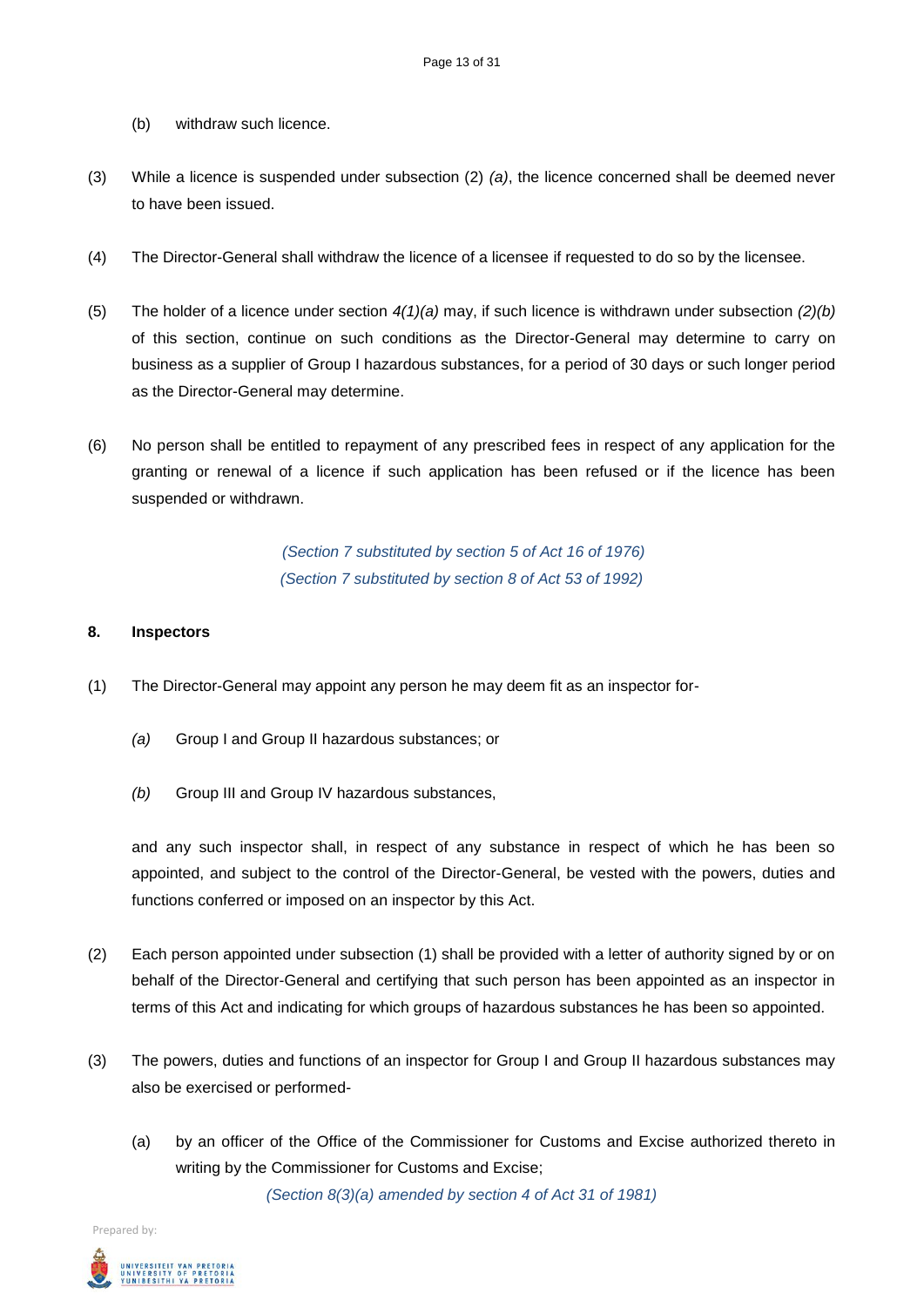(b) withdraw such licence.

(3) While a licence is suspended under subsection (2) *(a)*, the licence concerned shall be deemed never to have been issued.

(4) The Director-General shall withdraw the licence of a licensee if requested to do so by the licensee.

(5) The holder of a licence under section *4(1)(a)* may, if such licence is withdrawn under subsection *(2)(b)* of this section, continue on such conditions as the Director-General may determine to carry on business as a supplier of Group I hazardous substances, for a period of 30 days or such longer period as the Director-General may determine.

(6) No person shall be entitled to repayment of any prescribed fees in respect of any application for the granting or renewal of a licence if such application has been refused or if the licence has been suspended or withdrawn.

*(Section 7 substituted by section 5 of Act 16 of 1976)*
*(Section 7 substituted by section 8 of Act 53 of 1992)*

**8. Inspectors**

(1) The Director-General may appoint any person he may deem fit as an inspector for-

*(a)* Group I and Group II hazardous substances; or

*(b)* Group III and Group IV hazardous substances,

and any such inspector shall, in respect of any substance in respect of which he has been so appointed, and subject to the control of the Director-General, be vested with the powers, duties and functions conferred or imposed on an inspector by this Act.

(2) Each person appointed under subsection (1) shall be provided with a letter of authority signed by or on behalf of the Director-General and certifying that such person has been appointed as an inspector in terms of this Act and indicating for which groups of hazardous substances he has been so appointed.

(3) The powers, duties and functions of an inspector for Group I and Group II hazardous substances may also be exercised or performed-

(a) by an officer of the Office of the Commissioner for Customs and Excise authorized thereto in writing by the Commissioner for Customs and Excise;

*(Section 8(3)(a) amended by section 4 of Act 31 of 1981)*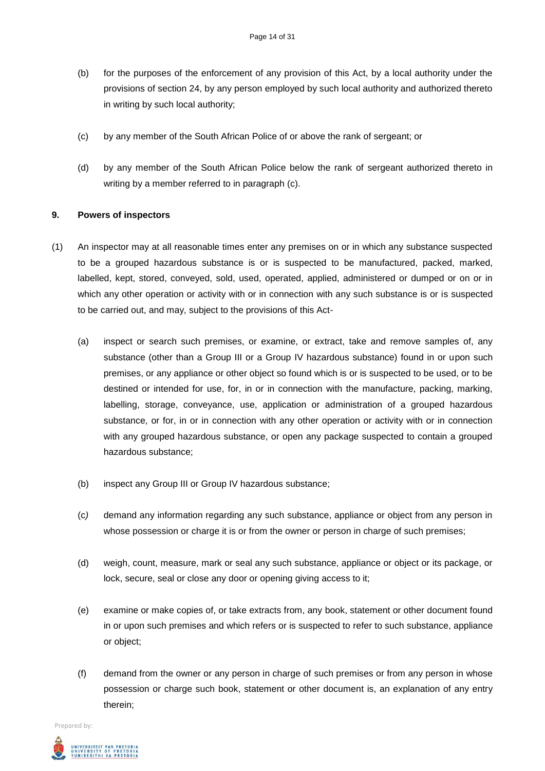(b) for the purposes of the enforcement of any provision of this Act, by a local authority under the provisions of section 24, by any person employed by such local authority and authorized thereto in writing by such local authority;

(c) by any member of the South African Police of or above the rank of sergeant; or

(d) by any member of the South African Police below the rank of sergeant authorized thereto in writing by a member referred to in paragraph (c).

**9. Powers of inspectors**

(1) An inspector may at all reasonable times enter any premises on or in which any substance suspected to be a grouped hazardous substance is or is suspected to be manufactured, packed, marked, labelled, kept, stored, conveyed, sold, used, operated, applied, administered or dumped or on or in which any other operation or activity with or in connection with any such substance is or is suspected to be carried out, and may, subject to the provisions of this Act-

(a) inspect or search such premises, or examine, or extract, take and remove samples of, any substance (other than a Group III or a Group IV hazardous substance) found in or upon such premises, or any appliance or other object so found which is or is suspected to be used, or to be destined or intended for use, for, in or in connection with the manufacture, packing, marking, labelling, storage, conveyance, use, application or administration of a grouped hazardous substance, or for, in or in connection with any other operation or activity with or in connection with any grouped hazardous substance, or open any package suspected to contain a grouped hazardous substance;

(b) inspect any Group III or Group IV hazardous substance;

(c) demand any information regarding any such substance, appliance or object from any person in whose possession or charge it is or from the owner or person in charge of such premises;

(d) weigh, count, measure, mark or seal any such substance, appliance or object or its package, or lock, secure, seal or close any door or opening giving access to it;

(e) examine or make copies of, or take extracts from, any book, statement or other document found in or upon such premises and which refers or is suspected to refer to such substance, appliance or object;

(f) demand from the owner or any person in charge of such premises or from any person in whose possession or charge such book, statement or other document is, an explanation of any entry therein;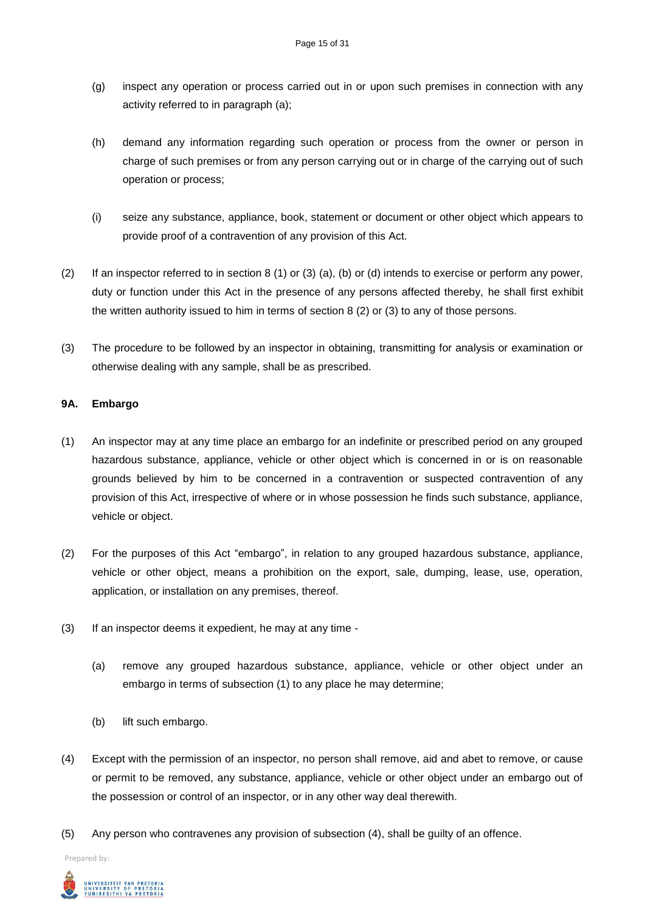(g) inspect any operation or process carried out in or upon such premises in connection with any activity referred to in paragraph (a);

(h) demand any information regarding such operation or process from the owner or person in charge of such premises or from any person carrying out or in charge of the carrying out of such operation or process;

(i) seize any substance, appliance, book, statement or document or other object which appears to provide proof of a contravention of any provision of this Act.

(2) If an inspector referred to in section 8 (1) or (3) (a), (b) or (d) intends to exercise or perform any power, duty or function under this Act in the presence of any persons affected thereby, he shall first exhibit the written authority issued to him in terms of section 8 (2) or (3) to any of those persons.

(3) The procedure to be followed by an inspector in obtaining, transmitting for analysis or examination or otherwise dealing with any sample, shall be as prescribed.

**9A. Embargo**

(1) An inspector may at any time place an embargo for an indefinite or prescribed period on any grouped hazardous substance, appliance, vehicle or other object which is concerned in or is on reasonable grounds believed by him to be concerned in a contravention or suspected contravention of any provision of this Act, irrespective of where or in whose possession he finds such substance, appliance, vehicle or object.

(2) For the purposes of this Act "embargo", in relation to any grouped hazardous substance, appliance, vehicle or other object, means a prohibition on the export, sale, dumping, lease, use, operation, application, or installation on any premises, thereof.

(3) If an inspector deems it expedient, he may at any time -

(a) remove any grouped hazardous substance, appliance, vehicle or other object under an embargo in terms of subsection (1) to any place he may determine;

(b) lift such embargo.

(4) Except with the permission of an inspector, no person shall remove, aid and abet to remove, or cause or permit to be removed, any substance, appliance, vehicle or other object under an embargo out of the possession or control of an inspector, or in any other way deal therewith.

(5) Any person who contravenes any provision of subsection (4), shall be guilty of an offence.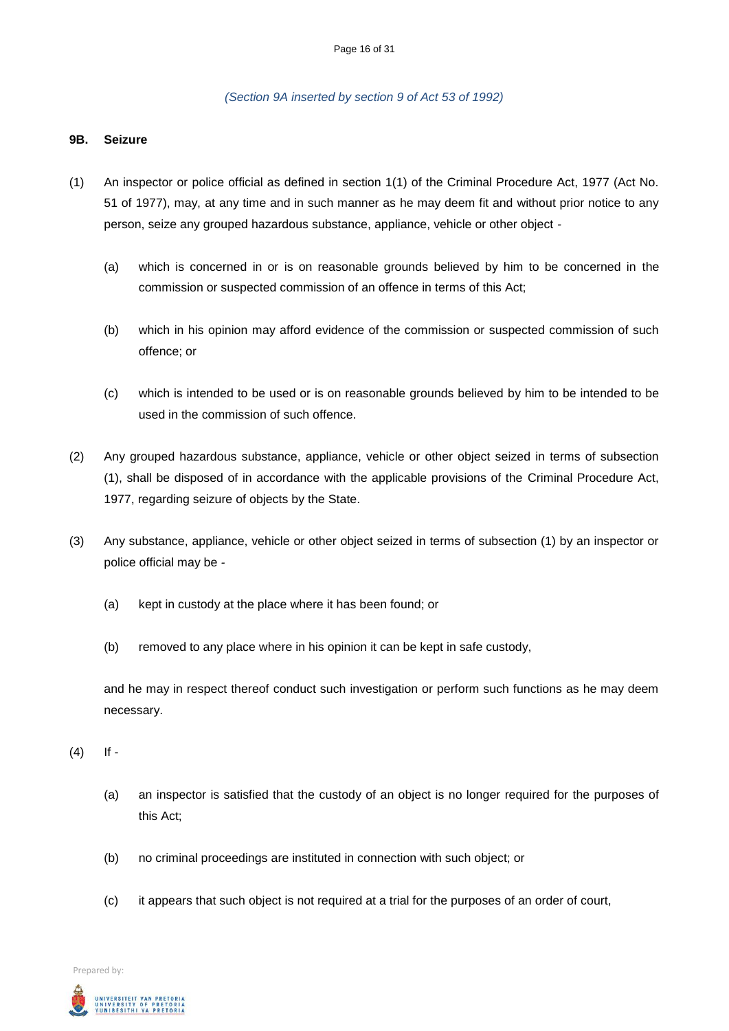*(Section 9A inserted by section 9 of Act 53 of 1992)*

**9B. Seizure**

(1) An inspector or police official as defined in section 1(1) of the Criminal Procedure Act, 1977 (Act No. 51 of 1977), may, at any time and in such manner as he may deem fit and without prior notice to any person, seize any grouped hazardous substance, appliance, vehicle or other object -

   (a) which is concerned in or is on reasonable grounds believed by him to be concerned in the commission or suspected commission of an offence in terms of this Act;

   (b) which in his opinion may afford evidence of the commission or suspected commission of such offence; or

   (c) which is intended to be used or is on reasonable grounds believed by him to be intended to be used in the commission of such offence.

(2) Any grouped hazardous substance, appliance, vehicle or other object seized in terms of subsection (1), shall be disposed of in accordance with the applicable provisions of the Criminal Procedure Act, 1977, regarding seizure of objects by the State.

(3) Any substance, appliance, vehicle or other object seized in terms of subsection (1) by an inspector or police official may be -

   (a) kept in custody at the place where it has been found; or

   (b) removed to any place where in his opinion it can be kept in safe custody,

   and he may in respect thereof conduct such investigation or perform such functions as he may deem necessary.

(4) If -

   (a) an inspector is satisfied that the custody of an object is no longer required for the purposes of this Act;

   (b) no criminal proceedings are instituted in connection with such object; or

   (c) it appears that such object is not required at a trial for the purposes of an order of court,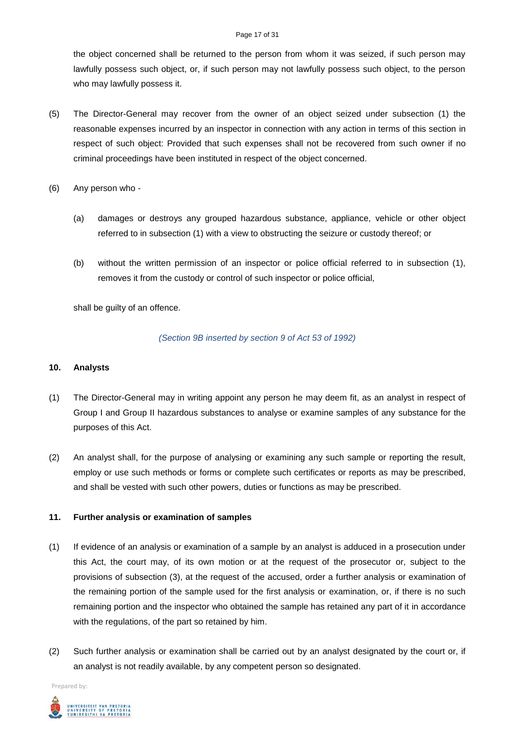the object concerned shall be returned to the person from whom it was seized, if such person may lawfully possess such object, or, if such person may not lawfully possess such object, to the person who may lawfully possess it.

(5) The Director-General may recover from the owner of an object seized under subsection (1) the reasonable expenses incurred by an inspector in connection with any action in terms of this section in respect of such object: Provided that such expenses shall not be recovered from such owner if no criminal proceedings have been instituted in respect of the object concerned.

(6) Any person who -

(a) damages or destroys any grouped hazardous substance, appliance, vehicle or other object referred to in subsection (1) with a view to obstructing the seizure or custody thereof; or

(b) without the written permission of an inspector or police official referred to in subsection (1), removes it from the custody or control of such inspector or police official,

shall be guilty of an offence.

*(Section 9B inserted by section 9 of Act 53 of 1992)*

**10. Analysts**

(1) The Director-General may in writing appoint any person he may deem fit, as an analyst in respect of Group I and Group II hazardous substances to analyse or examine samples of any substance for the purposes of this Act.

(2) An analyst shall, for the purpose of analysing or examining any such sample or reporting the result, employ or use such methods or forms or complete such certificates or reports as may be prescribed, and shall be vested with such other powers, duties or functions as may be prescribed.

**11. Further analysis or examination of samples**

(1) If evidence of an analysis or examination of a sample by an analyst is adduced in a prosecution under this Act, the court may, of its own motion or at the request of the prosecutor or, subject to the provisions of subsection (3), at the request of the accused, order a further analysis or examination of the remaining portion of the sample used for the first analysis or examination, or, if there is no such remaining portion and the inspector who obtained the sample has retained any part of it in accordance with the regulations, of the part so retained by him.

(2) Such further analysis or examination shall be carried out by an analyst designated by the court or, if an analyst is not readily available, by any competent person so designated.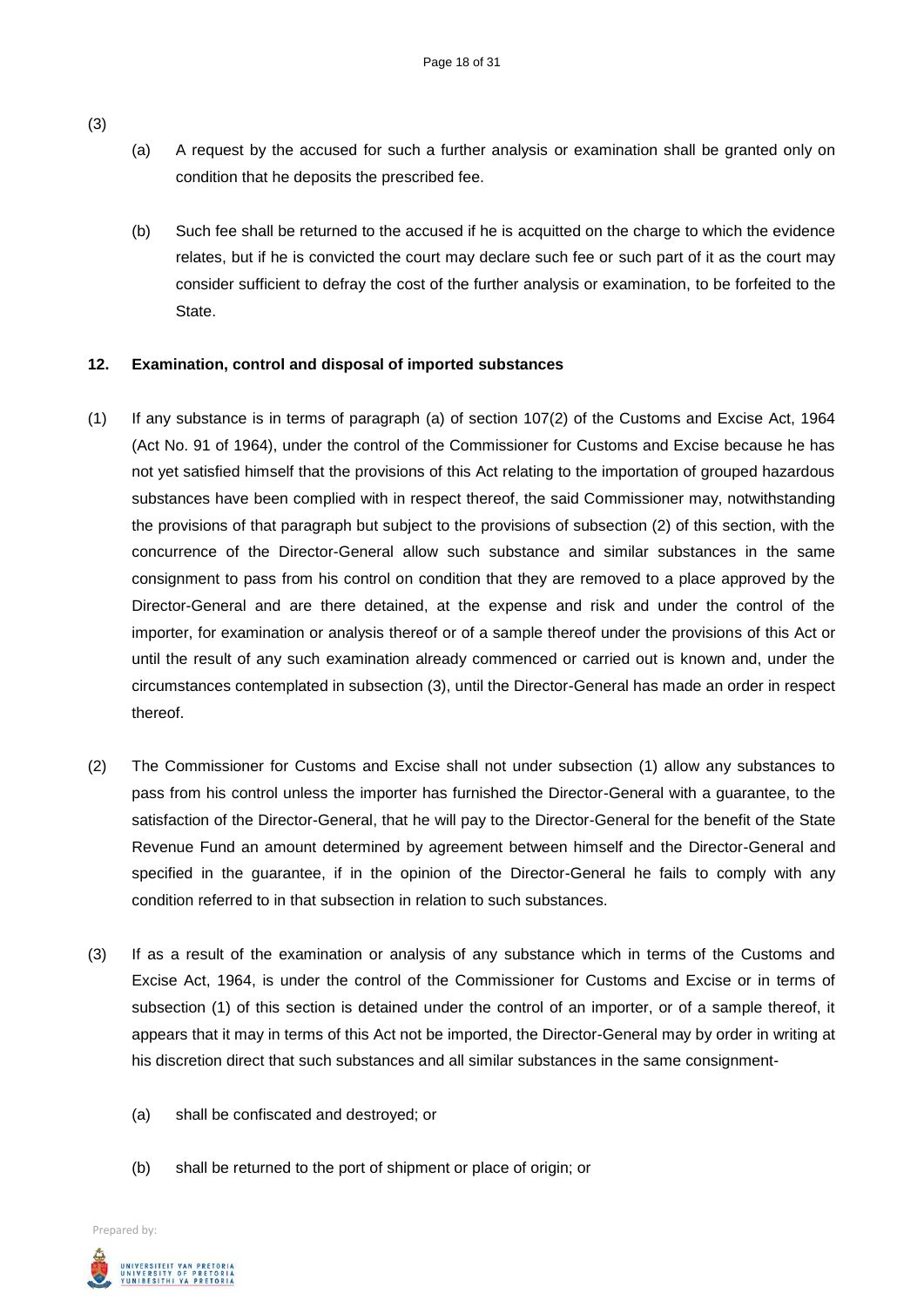(3)

(a) A request by the accused for such a further analysis or examination shall be granted only on condition that he deposits the prescribed fee.

(b) Such fee shall be returned to the accused if he is acquitted on the charge to which the evidence relates, but if he is convicted the court may declare such fee or such part of it as the court may consider sufficient to defray the cost of the further analysis or examination, to be forfeited to the State.

**12. Examination, control and disposal of imported substances**

(1) If any substance is in terms of paragraph (a) of section 107(2) of the Customs and Excise Act, 1964 (Act No. 91 of 1964), under the control of the Commissioner for Customs and Excise because he has not yet satisfied himself that the provisions of this Act relating to the importation of grouped hazardous substances have been complied with in respect thereof, the said Commissioner may, notwithstanding the provisions of that paragraph but subject to the provisions of subsection (2) of this section, with the concurrence of the Director-General allow such substance and similar substances in the same consignment to pass from his control on condition that they are removed to a place approved by the Director-General and are there detained, at the expense and risk and under the control of the importer, for examination or analysis thereof or of a sample thereof under the provisions of this Act or until the result of any such examination already commenced or carried out is known and, under the circumstances contemplated in subsection (3), until the Director-General has made an order in respect thereof.

(2) The Commissioner for Customs and Excise shall not under subsection (1) allow any substances to pass from his control unless the importer has furnished the Director-General with a guarantee, to the satisfaction of the Director-General, that he will pay to the Director-General for the benefit of the State Revenue Fund an amount determined by agreement between himself and the Director-General and specified in the guarantee, if in the opinion of the Director-General he fails to comply with any condition referred to in that subsection in relation to such substances.

(3) If as a result of the examination or analysis of any substance which in terms of the Customs and Excise Act, 1964, is under the control of the Commissioner for Customs and Excise or in terms of subsection (1) of this section is detained under the control of an importer, or of a sample thereof, it appears that it may in terms of this Act not be imported, the Director-General may by order in writing at his discretion direct that such substances and all similar substances in the same consignment-

(a) shall be confiscated and destroyed; or

(b) shall be returned to the port of shipment or place of origin; or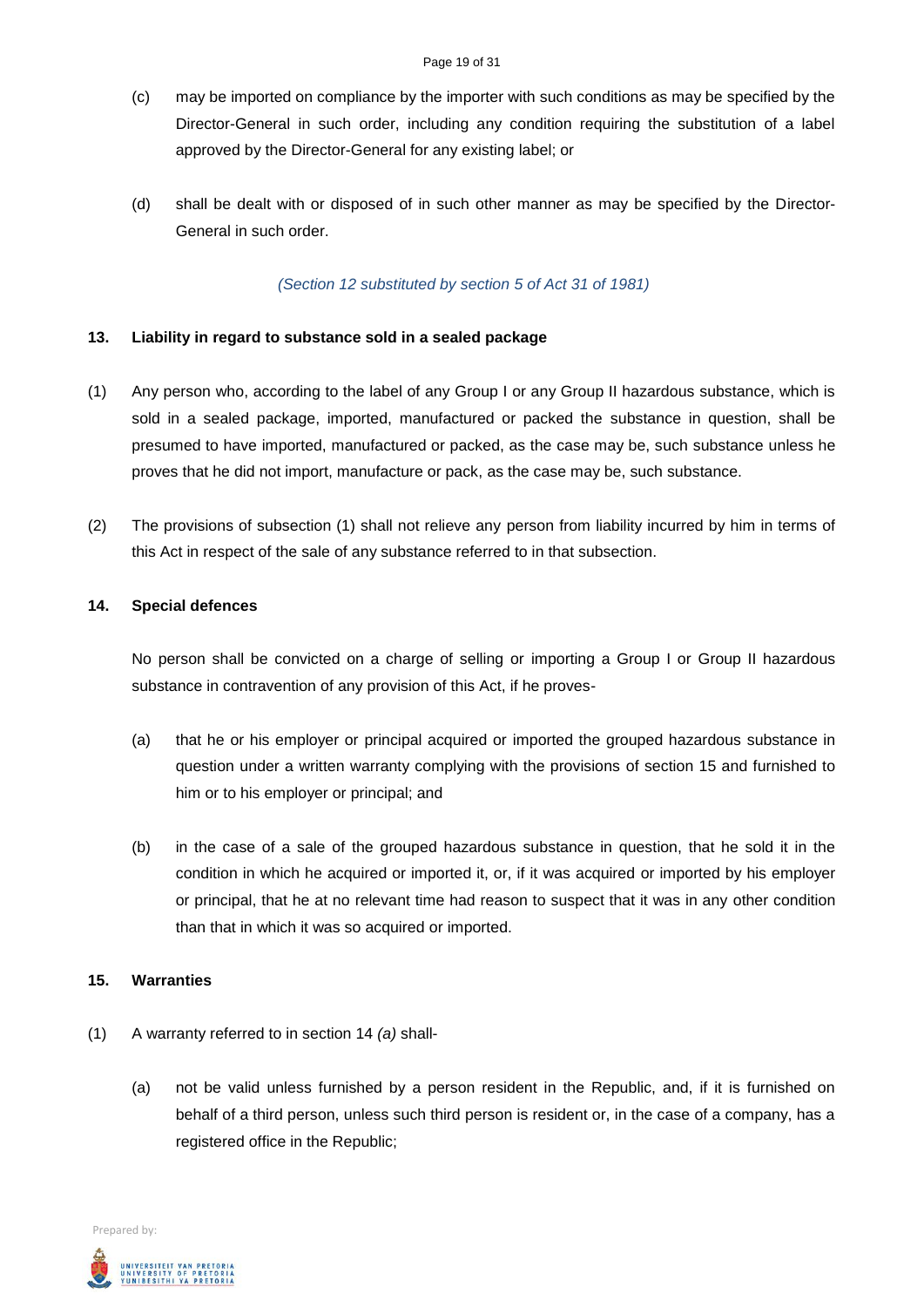(c) may be imported on compliance by the importer with such conditions as may be specified by the Director-General in such order, including any condition requiring the substitution of a label approved by the Director-General for any existing label; or

(d) shall be dealt with or disposed of in such other manner as may be specified by the Director-General in such order.

*(Section 12 substituted by section 5 of Act 31 of 1981)*

**13. Liability in regard to substance sold in a sealed package**

(1) Any person who, according to the label of any Group I or any Group II hazardous substance, which is sold in a sealed package, imported, manufactured or packed the substance in question, shall be presumed to have imported, manufactured or packed, as the case may be, such substance unless he proves that he did not import, manufacture or pack, as the case may be, such substance.

(2) The provisions of subsection (1) shall not relieve any person from liability incurred by him in terms of this Act in respect of the sale of any substance referred to in that subsection.

**14. Special defences**

No person shall be convicted on a charge of selling or importing a Group I or Group II hazardous substance in contravention of any provision of this Act, if he proves-

(a) that he or his employer or principal acquired or imported the grouped hazardous substance in question under a written warranty complying with the provisions of section 15 and furnished to him or to his employer or principal; and

(b) in the case of a sale of the grouped hazardous substance in question, that he sold it in the condition in which he acquired or imported it, or, if it was acquired or imported by his employer or principal, that he at no relevant time had reason to suspect that it was in any other condition than that in which it was so acquired or imported.

**15. Warranties**

(1) A warranty referred to in section 14 *(a)* shall-

(a) not be valid unless furnished by a person resident in the Republic, and, if it is furnished on behalf of a third person, unless such third person is resident or, in the case of a company, has a registered office in the Republic;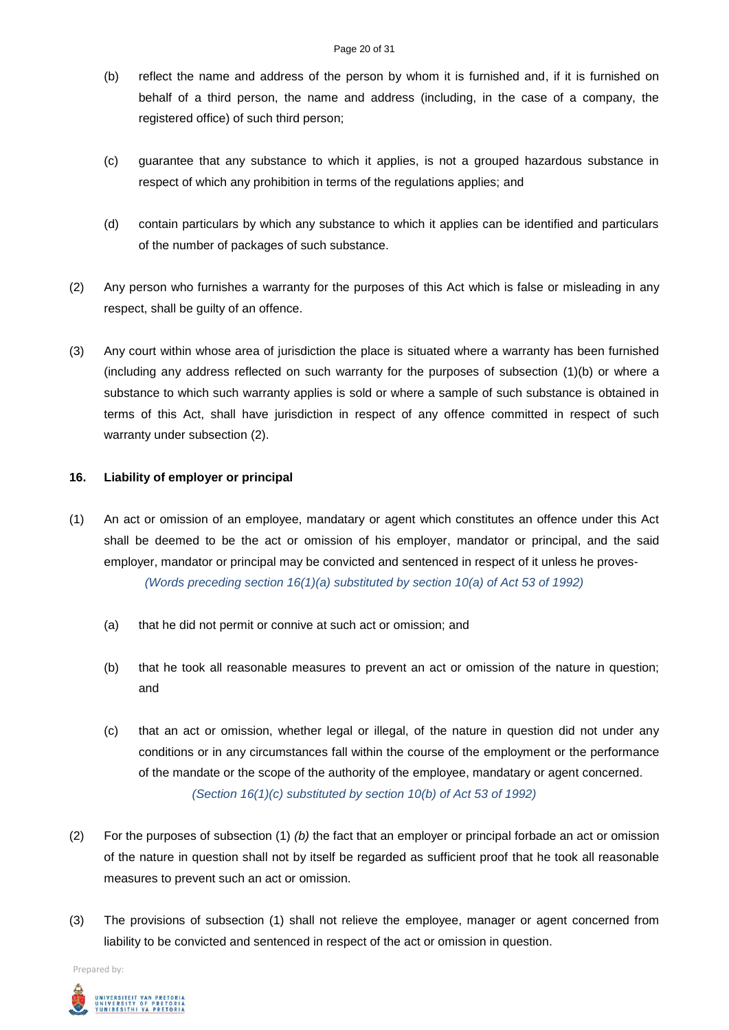(b) reflect the name and address of the person by whom it is furnished and, if it is furnished on behalf of a third person, the name and address (including, in the case of a company, the registered office) of such third person;

(c) guarantee that any substance to which it applies, is not a grouped hazardous substance in respect of which any prohibition in terms of the regulations applies; and

(d) contain particulars by which any substance to which it applies can be identified and particulars of the number of packages of such substance.

(2) Any person who furnishes a warranty for the purposes of this Act which is false or misleading in any respect, shall be guilty of an offence.

(3) Any court within whose area of jurisdiction the place is situated where a warranty has been furnished (including any address reflected on such warranty for the purposes of subsection (1)(b) or where a substance to which such warranty applies is sold or where a sample of such substance is obtained in terms of this Act, shall have jurisdiction in respect of any offence committed in respect of such warranty under subsection (2).

**16. Liability of employer or principal**

(1) An act or omission of an employee, mandatary or agent which constitutes an offence under this Act shall be deemed to be the act or omission of his employer, mandator or principal, and the said employer, mandator or principal may be convicted and sentenced in respect of it unless he proves-

*(Words preceding section 16(1)(a) substituted by section 10(a) of Act 53 of 1992)*

(a) that he did not permit or connive at such act or omission; and

(b) that he took all reasonable measures to prevent an act or omission of the nature in question; and

(c) that an act or omission, whether legal or illegal, of the nature in question did not under any conditions or in any circumstances fall within the course of the employment or the performance of the mandate or the scope of the authority of the employee, mandatary or agent concerned.

*(Section 16(1)(c) substituted by section 10(b) of Act 53 of 1992)*

(2) For the purposes of subsection (1) *(b)* the fact that an employer or principal forbade an act or omission of the nature in question shall not by itself be regarded as sufficient proof that he took all reasonable measures to prevent such an act or omission.

(3) The provisions of subsection (1) shall not relieve the employee, manager or agent concerned from liability to be convicted and sentenced in respect of the act or omission in question.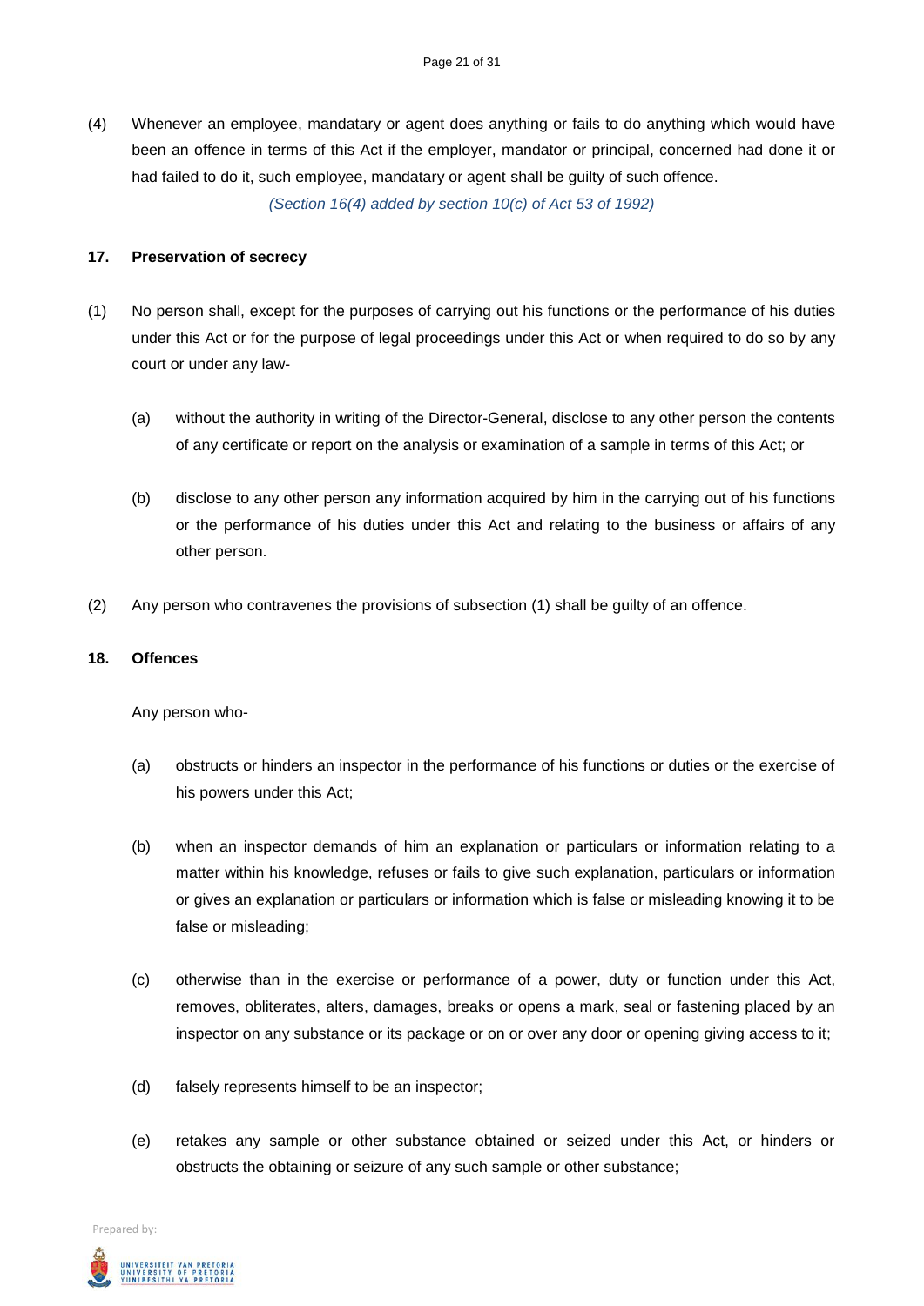(4) Whenever an employee, mandatary or agent does anything or fails to do anything which would have been an offence in terms of this Act if the employer, mandator or principal, concerned had done it or had failed to do it, such employee, mandatary or agent shall be guilty of such offence.

*(Section 16(4) added by section 10(c) of Act 53 of 1992)*

**17. Preservation of secrecy**

(1) No person shall, except for the purposes of carrying out his functions or the performance of his duties under this Act or for the purpose of legal proceedings under this Act or when required to do so by any court or under any law-

(a) without the authority in writing of the Director-General, disclose to any other person the contents of any certificate or report on the analysis or examination of a sample in terms of this Act; or

(b) disclose to any other person any information acquired by him in the carrying out of his functions or the performance of his duties under this Act and relating to the business or affairs of any other person.

(2) Any person who contravenes the provisions of subsection (1) shall be guilty of an offence.

**18. Offences**

Any person who-

(a) obstructs or hinders an inspector in the performance of his functions or duties or the exercise of his powers under this Act;

(b) when an inspector demands of him an explanation or particulars or information relating to a matter within his knowledge, refuses or fails to give such explanation, particulars or information or gives an explanation or particulars or information which is false or misleading knowing it to be false or misleading;

(c) otherwise than in the exercise or performance of a power, duty or function under this Act, removes, obliterates, alters, damages, breaks or opens a mark, seal or fastening placed by an inspector on any substance or its package or on or over any door or opening giving access to it;

(d) falsely represents himself to be an inspector;

(e) retakes any sample or other substance obtained or seized under this Act, or hinders or obstructs the obtaining or seizure of any such sample or other substance;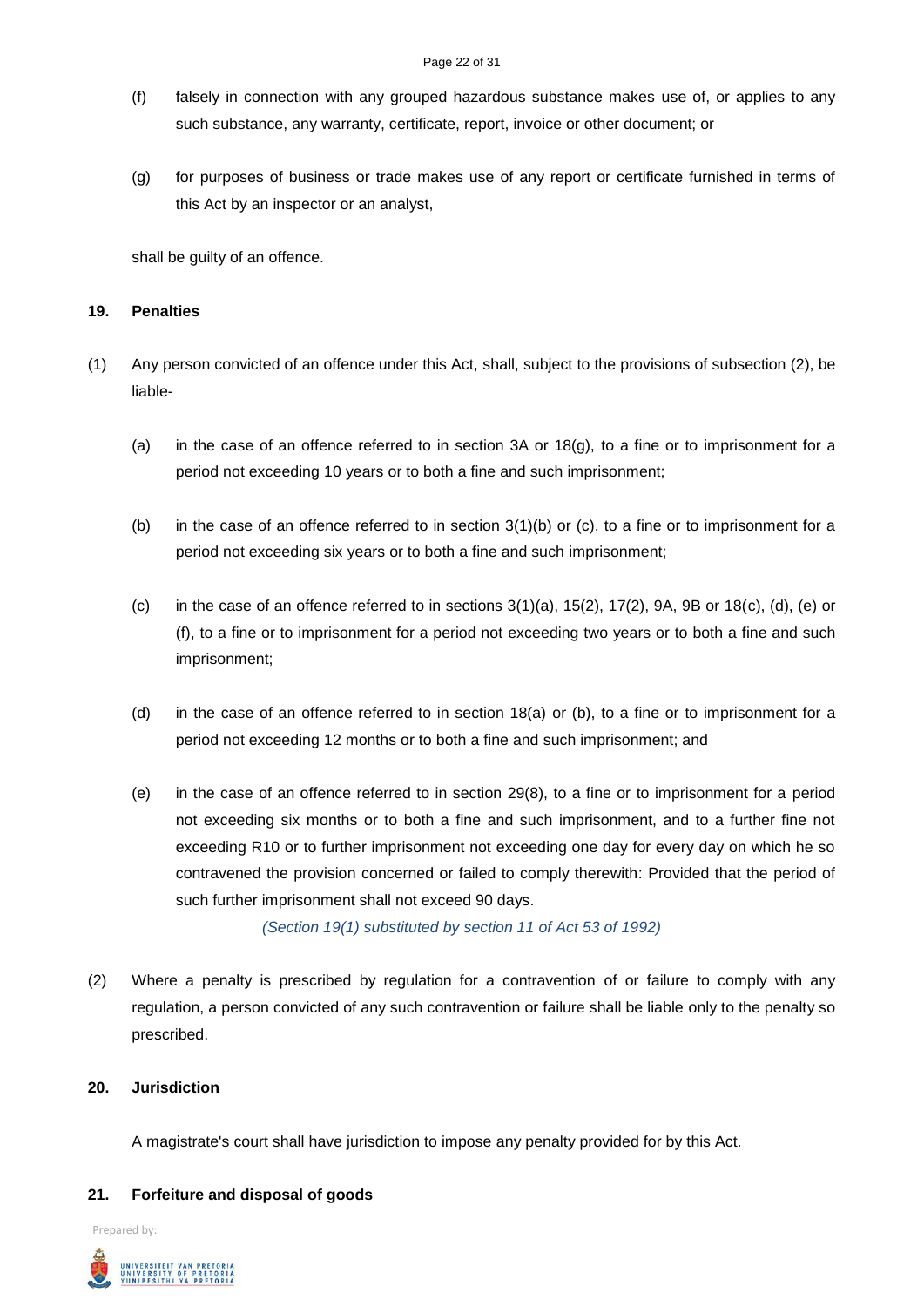(f) falsely in connection with any grouped hazardous substance makes use of, or applies to any such substance, any warranty, certificate, report, invoice or other document; or

(g) for purposes of business or trade makes use of any report or certificate furnished in terms of this Act by an inspector or an analyst,

shall be guilty of an offence.

## 19. Penalties

(1) Any person convicted of an offence under this Act, shall, subject to the provisions of subsection (2), be liable-

(a) in the case of an offence referred to in section 3A or 18(g), to a fine or to imprisonment for a period not exceeding 10 years or to both a fine and such imprisonment;

(b) in the case of an offence referred to in section 3(1)(b) or (c), to a fine or to imprisonment for a period not exceeding six years or to both a fine and such imprisonment;

(c) in the case of an offence referred to in sections 3(1)(a), 15(2), 17(2), 9A, 9B or 18(c), (d), (e) or (f), to a fine or to imprisonment for a period not exceeding two years or to both a fine and such imprisonment;

(d) in the case of an offence referred to in section 18(a) or (b), to a fine or to imprisonment for a period not exceeding 12 months or to both a fine and such imprisonment; and

(e) in the case of an offence referred to in section 29(8), to a fine or to imprisonment for a period not exceeding six months or to both a fine and such imprisonment, and to a further fine not exceeding R10 or to further imprisonment not exceeding one day for every day on which he so contravened the provision concerned or failed to comply therewith: Provided that the period of such further imprisonment shall not exceed 90 days.

*(Section 19(1) substituted by section 11 of Act 53 of 1992)*

(2) Where a penalty is prescribed by regulation for a contravention of or failure to comply with any regulation, a person convicted of any such contravention or failure shall be liable only to the penalty so prescribed.

## 20. Jurisdiction

A magistrate's court shall have jurisdiction to impose any penalty provided for by this Act.

## 21. Forfeiture and disposal of goods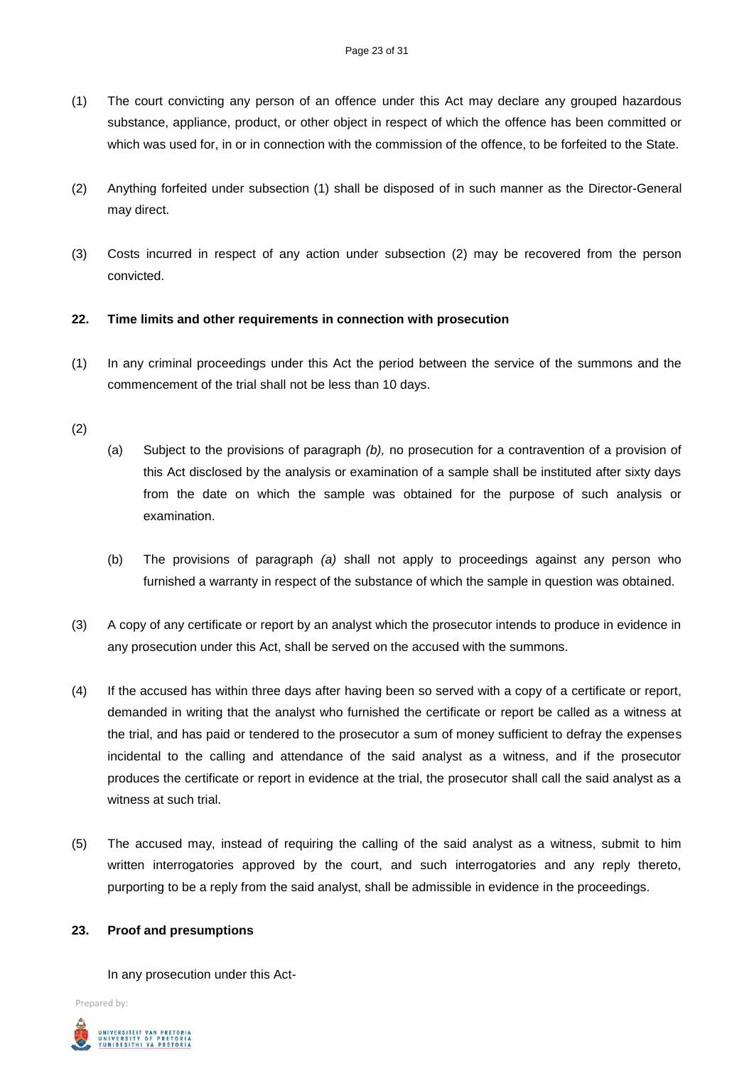(1) The court convicting any person of an offence under this Act may declare any grouped hazardous substance, appliance, product, or other object in respect of which the offence has been committed or which was used for, in or in connection with the commission of the offence, to be forfeited to the State.

(2) Anything forfeited under subsection (1) shall be disposed of in such manner as the Director-General may direct.

(3) Costs incurred in respect of any action under subsection (2) may be recovered from the person convicted.

**22. Time limits and other requirements in connection with prosecution**

(1) In any criminal proceedings under this Act the period between the service of the summons and the commencement of the trial shall not be less than 10 days.

(2)

(a) Subject to the provisions of paragraph *(b),* no prosecution for a contravention of a provision of this Act disclosed by the analysis or examination of a sample shall be instituted after sixty days from the date on which the sample was obtained for the purpose of such analysis or examination.

(b) The provisions of paragraph *(a)* shall not apply to proceedings against any person who furnished a warranty in respect of the substance of which the sample in question was obtained.

(3) A copy of any certificate or report by an analyst which the prosecutor intends to produce in evidence in any prosecution under this Act, shall be served on the accused with the summons.

(4) If the accused has within three days after having been so served with a copy of a certificate or report, demanded in writing that the analyst who furnished the certificate or report be called as a witness at the trial, and has paid or tendered to the prosecutor a sum of money sufficient to defray the expenses incidental to the calling and attendance of the said analyst as a witness, and if the prosecutor produces the certificate or report in evidence at the trial, the prosecutor shall call the said analyst as a witness at such trial.

(5) The accused may, instead of requiring the calling of the said analyst as a witness, submit to him written interrogatories approved by the court, and such interrogatories and any reply thereto, purporting to be a reply from the said analyst, shall be admissible in evidence in the proceedings.

**23. Proof and presumptions**

In any prosecution under this Act-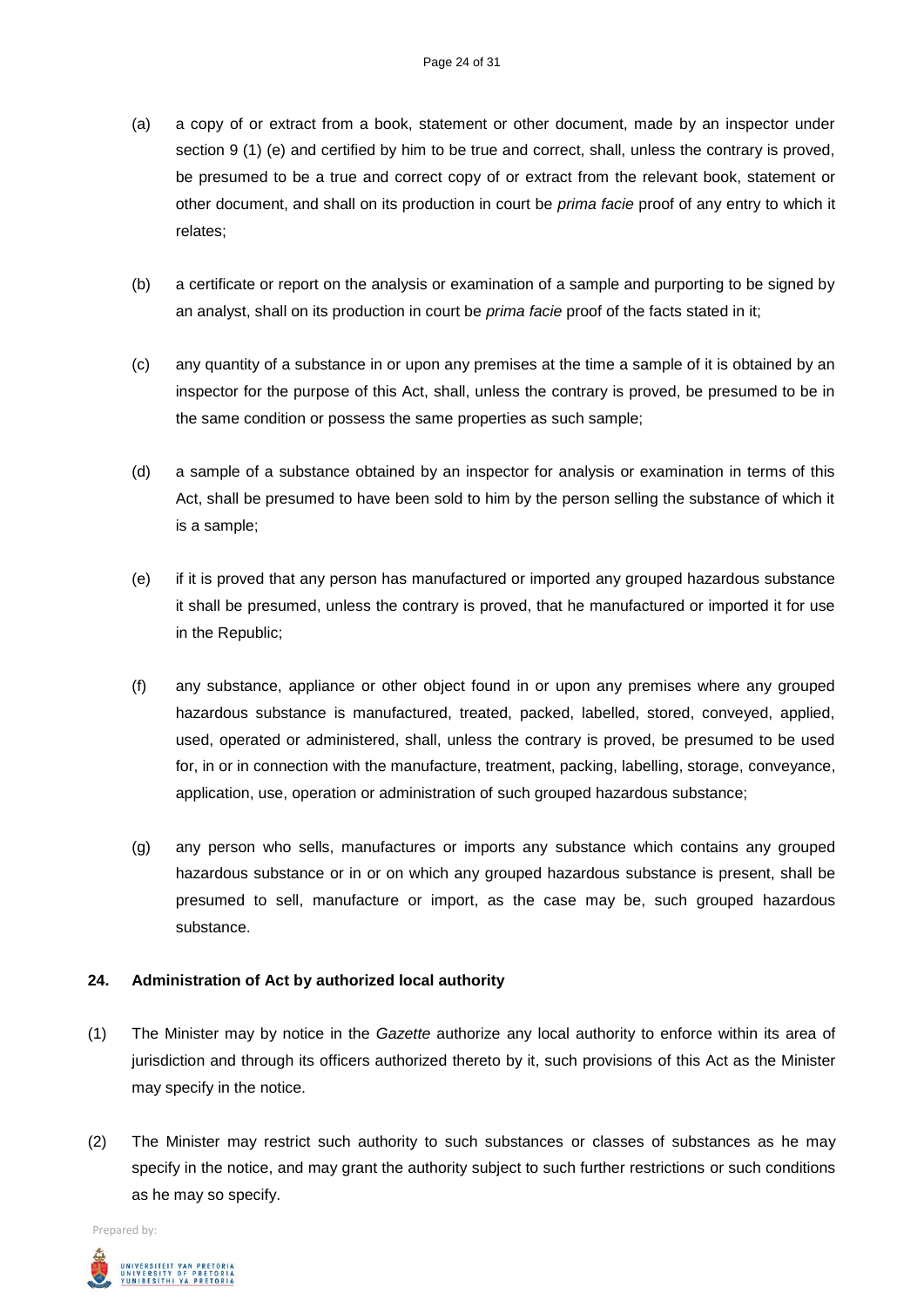(a) a copy of or extract from a book, statement or other document, made by an inspector under section 9 (1) (e) and certified by him to be true and correct, shall, unless the contrary is proved, be presumed to be a true and correct copy of or extract from the relevant book, statement or other document, and shall on its production in court be *prima facie* proof of any entry to which it relates;

(b) a certificate or report on the analysis or examination of a sample and purporting to be signed by an analyst, shall on its production in court be *prima facie* proof of the facts stated in it;

(c) any quantity of a substance in or upon any premises at the time a sample of it is obtained by an inspector for the purpose of this Act, shall, unless the contrary is proved, be presumed to be in the same condition or possess the same properties as such sample;

(d) a sample of a substance obtained by an inspector for analysis or examination in terms of this Act, shall be presumed to have been sold to him by the person selling the substance of which it is a sample;

(e) if it is proved that any person has manufactured or imported any grouped hazardous substance it shall be presumed, unless the contrary is proved, that he manufactured or imported it for use in the Republic;

(f) any substance, appliance or other object found in or upon any premises where any grouped hazardous substance is manufactured, treated, packed, labelled, stored, conveyed, applied, used, operated or administered, shall, unless the contrary is proved, be presumed to be used for, in or in connection with the manufacture, treatment, packing, labelling, storage, conveyance, application, use, operation or administration of such grouped hazardous substance;

(g) any person who sells, manufactures or imports any substance which contains any grouped hazardous substance or in or on which any grouped hazardous substance is present, shall be presumed to sell, manufacture or import, as the case may be, such grouped hazardous substance.

**24. Administration of Act by authorized local authority**

(1) The Minister may by notice in the *Gazette* authorize any local authority to enforce within its area of jurisdiction and through its officers authorized thereto by it, such provisions of this Act as the Minister may specify in the notice.

(2) The Minister may restrict such authority to such substances or classes of substances as he may specify in the notice, and may grant the authority subject to such further restrictions or such conditions as he may so specify.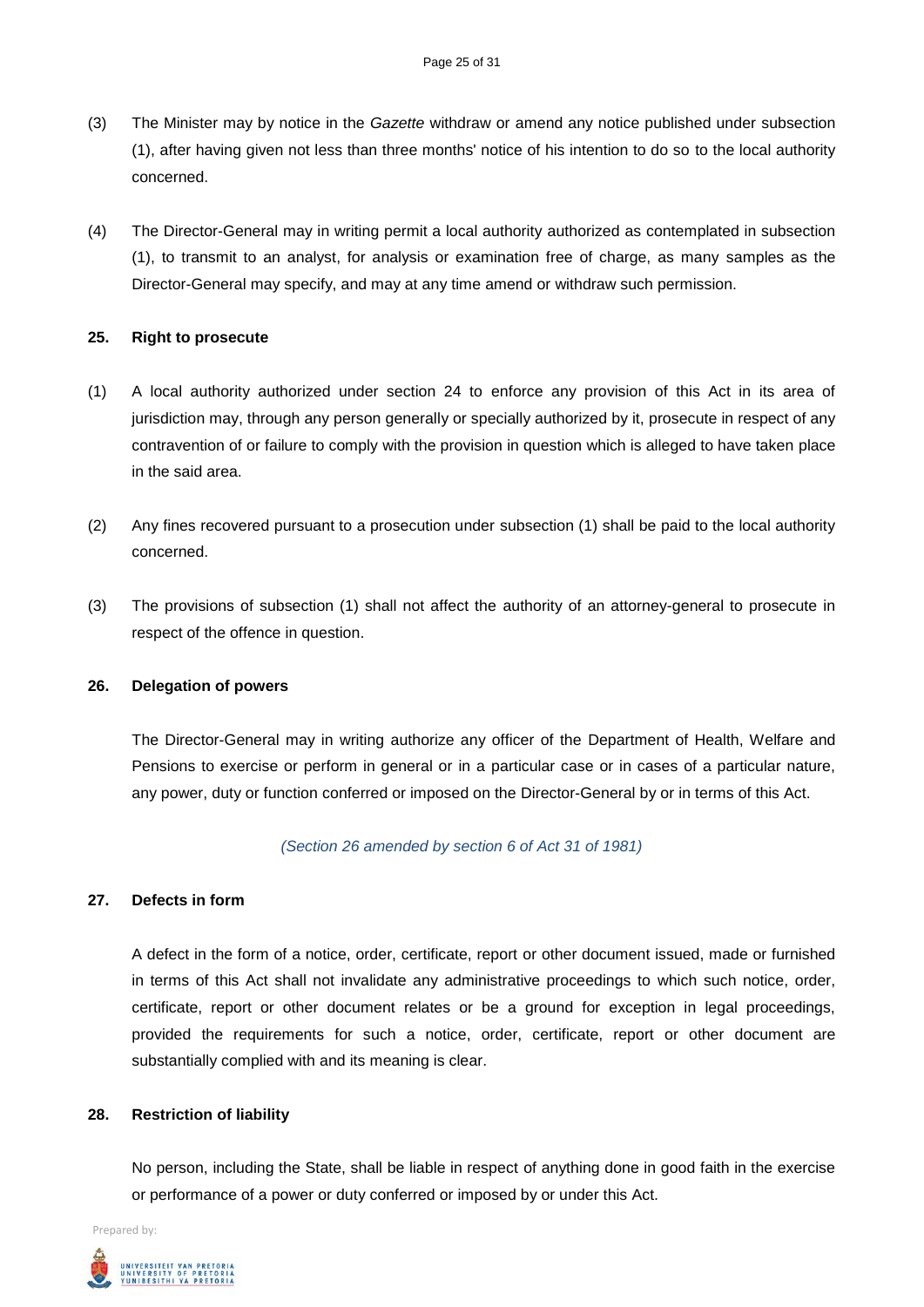(3) The Minister may by notice in the *Gazette* withdraw or amend any notice published under subsection (1), after having given not less than three months' notice of his intention to do so to the local authority concerned.

(4) The Director-General may in writing permit a local authority authorized as contemplated in subsection (1), to transmit to an analyst, for analysis or examination free of charge, as many samples as the Director-General may specify, and may at any time amend or withdraw such permission.

**25. Right to prosecute**

(1) A local authority authorized under section 24 to enforce any provision of this Act in its area of jurisdiction may, through any person generally or specially authorized by it, prosecute in respect of any contravention of or failure to comply with the provision in question which is alleged to have taken place in the said area.

(2) Any fines recovered pursuant to a prosecution under subsection (1) shall be paid to the local authority concerned.

(3) The provisions of subsection (1) shall not affect the authority of an attorney-general to prosecute in respect of the offence in question.

**26. Delegation of powers**

The Director-General may in writing authorize any officer of the Department of Health, Welfare and Pensions to exercise or perform in general or in a particular case or in cases of a particular nature, any power, duty or function conferred or imposed on the Director-General by or in terms of this Act.

*(Section 26 amended by section 6 of Act 31 of 1981)*

**27. Defects in form**

A defect in the form of a notice, order, certificate, report or other document issued, made or furnished in terms of this Act shall not invalidate any administrative proceedings to which such notice, order, certificate, report or other document relates or be a ground for exception in legal proceedings, provided the requirements for such a notice, order, certificate, report or other document are substantially complied with and its meaning is clear.

**28. Restriction of liability**

No person, including the State, shall be liable in respect of anything done in good faith in the exercise or performance of a power or duty conferred or imposed by or under this Act.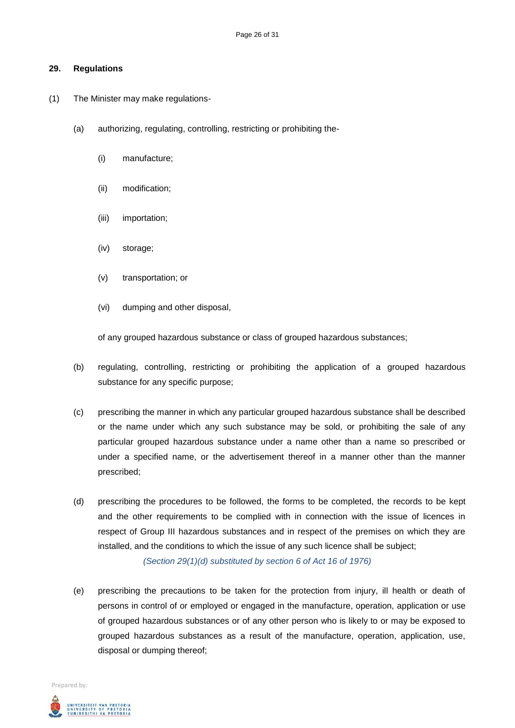**29. Regulations**

(1) The Minister may make regulations-

(a) authorizing, regulating, controlling, restricting or prohibiting the-

(i) manufacture;

(ii) modification;

(iii) importation;

(iv) storage;

(v) transportation; or

(vi) dumping and other disposal,

of any grouped hazardous substance or class of grouped hazardous substances;

(b) regulating, controlling, restricting or prohibiting the application of a grouped hazardous substance for any specific purpose;

(c) prescribing the manner in which any particular grouped hazardous substance shall be described or the name under which any such substance may be sold, or prohibiting the sale of any particular grouped hazardous substance under a name other than a name so prescribed or under a specified name, or the advertisement thereof in a manner other than the manner prescribed;

(d) prescribing the procedures to be followed, the forms to be completed, the records to be kept and the other requirements to be complied with in connection with the issue of licences in respect of Group III hazardous substances and in respect of the premises on which they are installed, and the conditions to which the issue of any such licence shall be subject;

*(Section 29(1)(d) substituted by section 6 of Act 16 of 1976)*

(e) prescribing the precautions to be taken for the protection from injury, ill health or death of persons in control of or employed or engaged in the manufacture, operation, application or use of grouped hazardous substances or of any other person who is likely to or may be exposed to grouped hazardous substances as a result of the manufacture, operation, application, use, disposal or dumping thereof;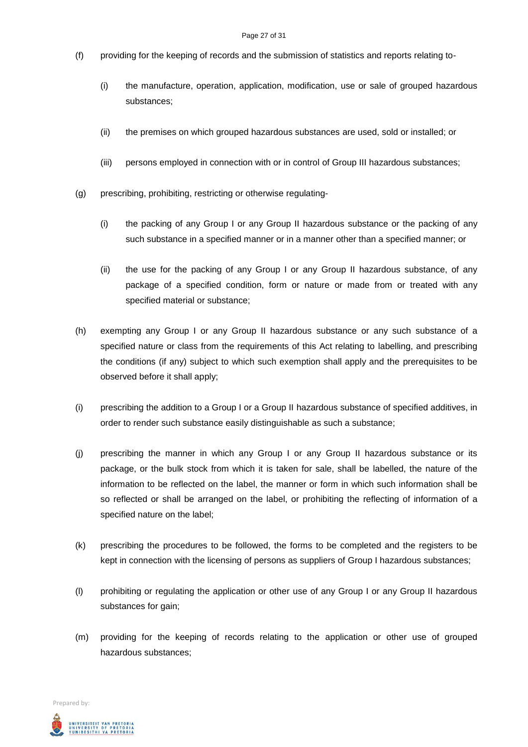(f) providing for the keeping of records and the submission of statistics and reports relating to-

   (i) the manufacture, operation, application, modification, use or sale of grouped hazardous substances;

   (ii) the premises on which grouped hazardous substances are used, sold or installed; or

   (iii) persons employed in connection with or in control of Group III hazardous substances;

(g) prescribing, prohibiting, restricting or otherwise regulating-

   (i) the packing of any Group I or any Group II hazardous substance or the packing of any such substance in a specified manner or in a manner other than a specified manner; or

   (ii) the use for the packing of any Group I or any Group II hazardous substance, of any package of a specified condition, form or nature or made from or treated with any specified material or substance;

(h) exempting any Group I or any Group II hazardous substance or any such substance of a specified nature or class from the requirements of this Act relating to labelling, and prescribing the conditions (if any) subject to which such exemption shall apply and the prerequisites to be observed before it shall apply;

(i) prescribing the addition to a Group I or a Group II hazardous substance of specified additives, in order to render such substance easily distinguishable as such a substance;

(j) prescribing the manner in which any Group I or any Group II hazardous substance or its package, or the bulk stock from which it is taken for sale, shall be labelled, the nature of the information to be reflected on the label, the manner or form in which such information shall be so reflected or shall be arranged on the label, or prohibiting the reflecting of information of a specified nature on the label;

(k) prescribing the procedures to be followed, the forms to be completed and the registers to be kept in connection with the licensing of persons as suppliers of Group I hazardous substances;

(l) prohibiting or regulating the application or other use of any Group I or any Group II hazardous substances for gain;

(m) providing for the keeping of records relating to the application or other use of grouped hazardous substances;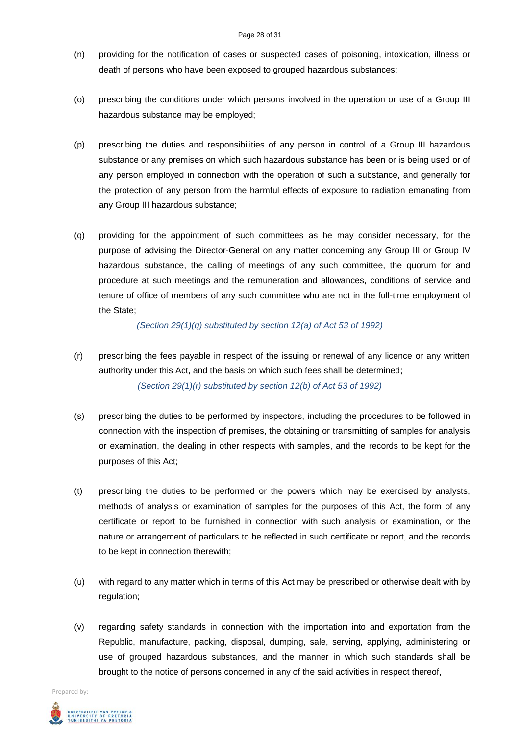(n) providing for the notification of cases or suspected cases of poisoning, intoxication, illness or death of persons who have been exposed to grouped hazardous substances;

(o) prescribing the conditions under which persons involved in the operation or use of a Group III hazardous substance may be employed;

(p) prescribing the duties and responsibilities of any person in control of a Group III hazardous substance or any premises on which such hazardous substance has been or is being used or of any person employed in connection with the operation of such a substance, and generally for the protection of any person from the harmful effects of exposure to radiation emanating from any Group III hazardous substance;

(q) providing for the appointment of such committees as he may consider necessary, for the purpose of advising the Director-General on any matter concerning any Group III or Group IV hazardous substance, the calling of meetings of any such committee, the quorum for and procedure at such meetings and the remuneration and allowances, conditions of service and tenure of office of members of any such committee who are not in the full-time employment of the State;

*(Section 29(1)(q) substituted by section 12(a) of Act 53 of 1992)*

(r) prescribing the fees payable in respect of the issuing or renewal of any licence or any written authority under this Act, and the basis on which such fees shall be determined;

*(Section 29(1)(r) substituted by section 12(b) of Act 53 of 1992)*

(s) prescribing the duties to be performed by inspectors, including the procedures to be followed in connection with the inspection of premises, the obtaining or transmitting of samples for analysis or examination, the dealing in other respects with samples, and the records to be kept for the purposes of this Act;

(t) prescribing the duties to be performed or the powers which may be exercised by analysts, methods of analysis or examination of samples for the purposes of this Act, the form of any certificate or report to be furnished in connection with such analysis or examination, or the nature or arrangement of particulars to be reflected in such certificate or report, and the records to be kept in connection therewith;

(u) with regard to any matter which in terms of this Act may be prescribed or otherwise dealt with by regulation;

(v) regarding safety standards in connection with the importation into and exportation from the Republic, manufacture, packing, disposal, dumping, sale, serving, applying, administering or use of grouped hazardous substances, and the manner in which such standards shall be brought to the notice of persons concerned in any of the said activities in respect thereof,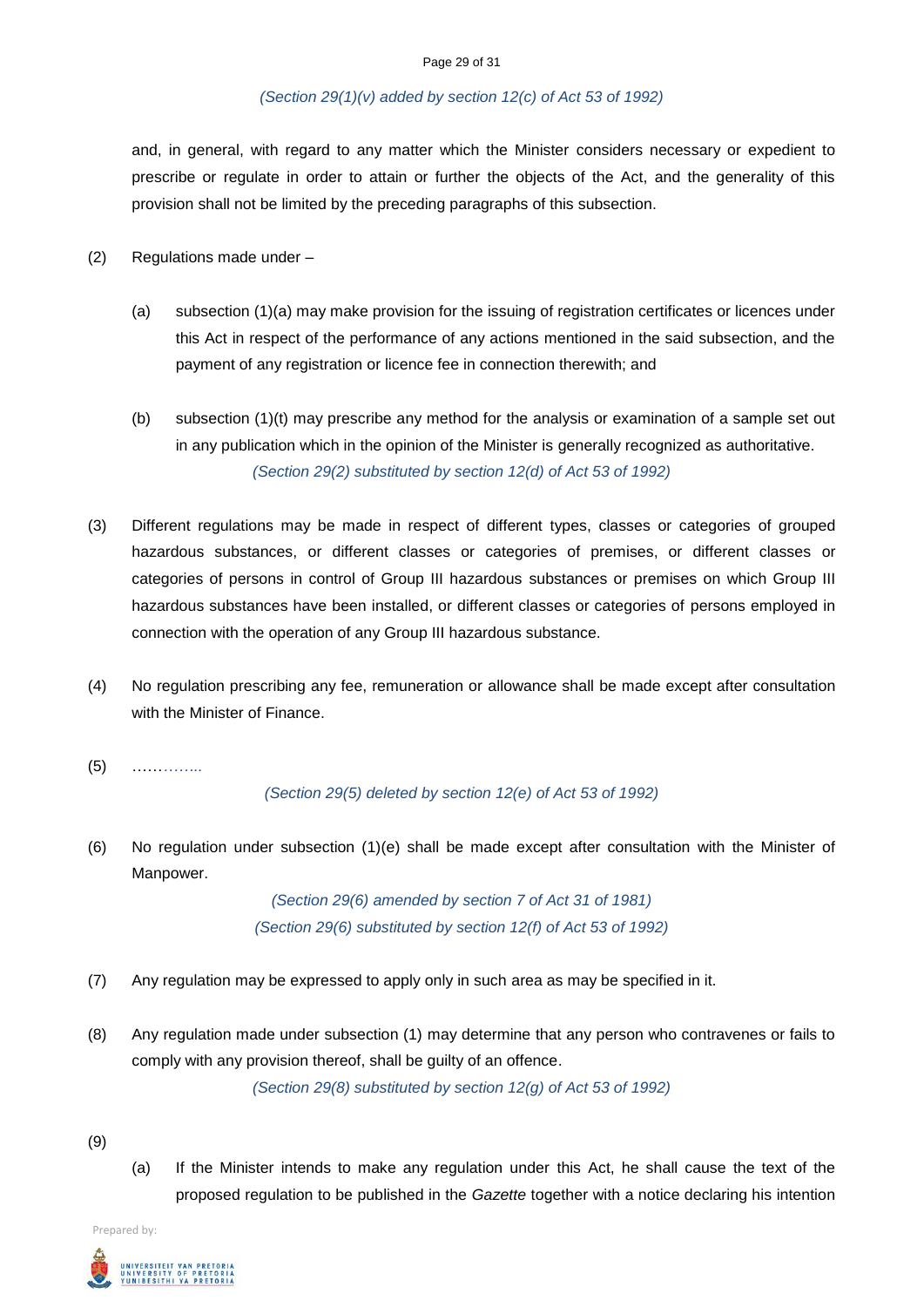*(Section 29(1)(v) added by section 12(c) of Act 53 of 1992)*

and, in general, with regard to any matter which the Minister considers necessary or expedient to prescribe or regulate in order to attain or further the objects of the Act, and the generality of this provision shall not be limited by the preceding paragraphs of this subsection.

(2) Regulations made under –

(a) subsection (1)(a) may make provision for the issuing of registration certificates or licences under this Act in respect of the performance of any actions mentioned in the said subsection, and the payment of any registration or licence fee in connection therewith; and

(b) subsection (1)(t) may prescribe any method for the analysis or examination of a sample set out in any publication which in the opinion of the Minister is generally recognized as authoritative.

*(Section 29(2) substituted by section 12(d) of Act 53 of 1992)*

(3) Different regulations may be made in respect of different types, classes or categories of grouped hazardous substances, or different classes or categories of premises, or different classes or categories of persons in control of Group III hazardous substances or premises on which Group III hazardous substances have been installed, or different classes or categories of persons employed in connection with the operation of any Group III hazardous substance.

(4) No regulation prescribing any fee, remuneration or allowance shall be made except after consultation with the Minister of Finance.

(5) …………..

*(Section 29(5) deleted by section 12(e) of Act 53 of 1992)*

(6) No regulation under subsection (1)(e) shall be made except after consultation with the Minister of Manpower.

*(Section 29(6) amended by section 7 of Act 31 of 1981)*
*(Section 29(6) substituted by section 12(f) of Act 53 of 1992)*

(7) Any regulation may be expressed to apply only in such area as may be specified in it.

(8) Any regulation made under subsection (1) may determine that any person who contravenes or fails to comply with any provision thereof, shall be guilty of an offence.

*(Section 29(8) substituted by section 12(g) of Act 53 of 1992)*

(9)

(a) If the Minister intends to make any regulation under this Act, he shall cause the text of the proposed regulation to be published in the *Gazette* together with a notice declaring his intention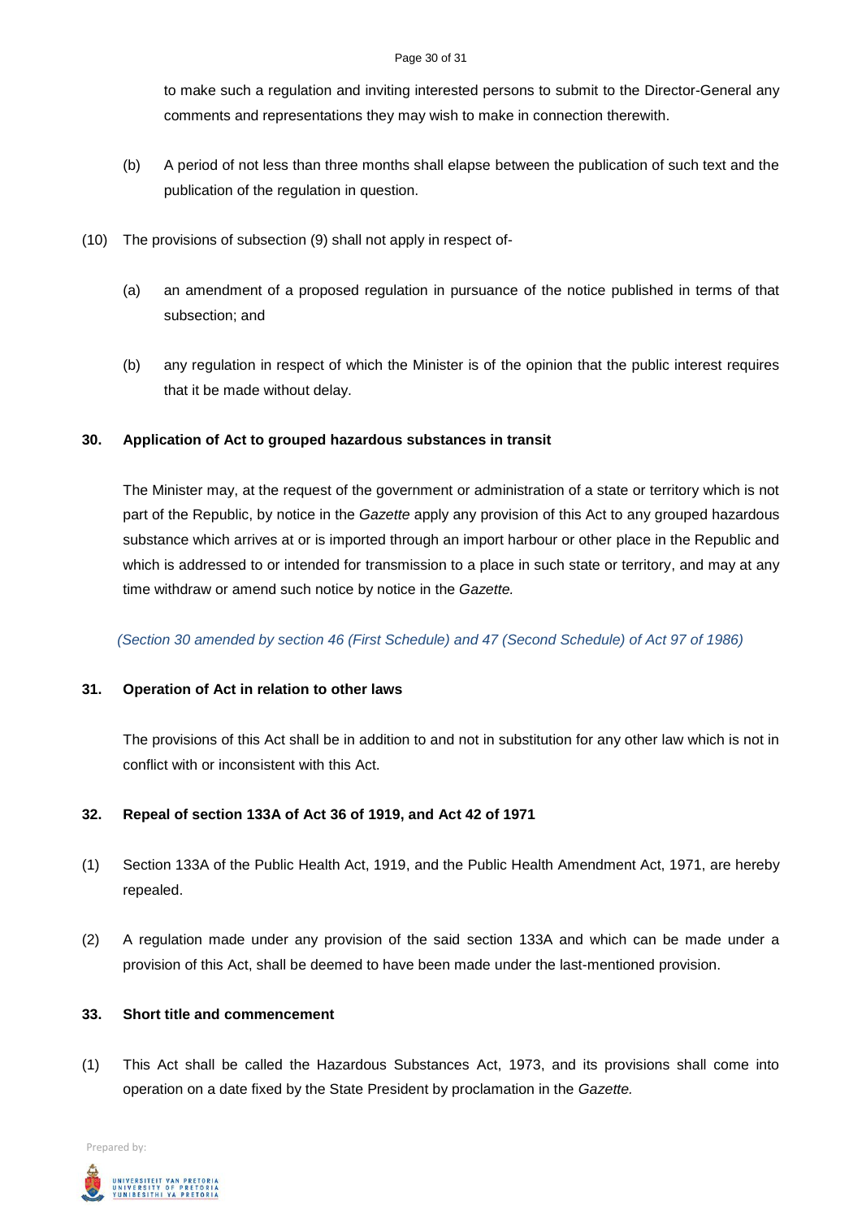to make such a regulation and inviting interested persons to submit to the Director-General any comments and representations they may wish to make in connection therewith.

(b) A period of not less than three months shall elapse between the publication of such text and the publication of the regulation in question.

(10) The provisions of subsection (9) shall not apply in respect of-

(a) an amendment of a proposed regulation in pursuance of the notice published in terms of that subsection; and

(b) any regulation in respect of which the Minister is of the opinion that the public interest requires that it be made without delay.

**30. Application of Act to grouped hazardous substances in transit**

The Minister may, at the request of the government or administration of a state or territory which is not part of the Republic, by notice in the *Gazette* apply any provision of this Act to any grouped hazardous substance which arrives at or is imported through an import harbour or other place in the Republic and which is addressed to or intended for transmission to a place in such state or territory, and may at any time withdraw or amend such notice by notice in the *Gazette.*

*(Section 30 amended by section 46 (First Schedule) and 47 (Second Schedule) of Act 97 of 1986)*

**31. Operation of Act in relation to other laws**

The provisions of this Act shall be in addition to and not in substitution for any other law which is not in conflict with or inconsistent with this Act.

**32. Repeal of section 133A of Act 36 of 1919, and Act 42 of 1971**

(1) Section 133A of the Public Health Act, 1919, and the Public Health Amendment Act, 1971, are hereby repealed.

(2) A regulation made under any provision of the said section 133A and which can be made under a provision of this Act, shall be deemed to have been made under the last-mentioned provision.

**33. Short title and commencement**

(1) This Act shall be called the Hazardous Substances Act, 1973, and its provisions shall come into operation on a date fixed by the State President by proclamation in the *Gazette.*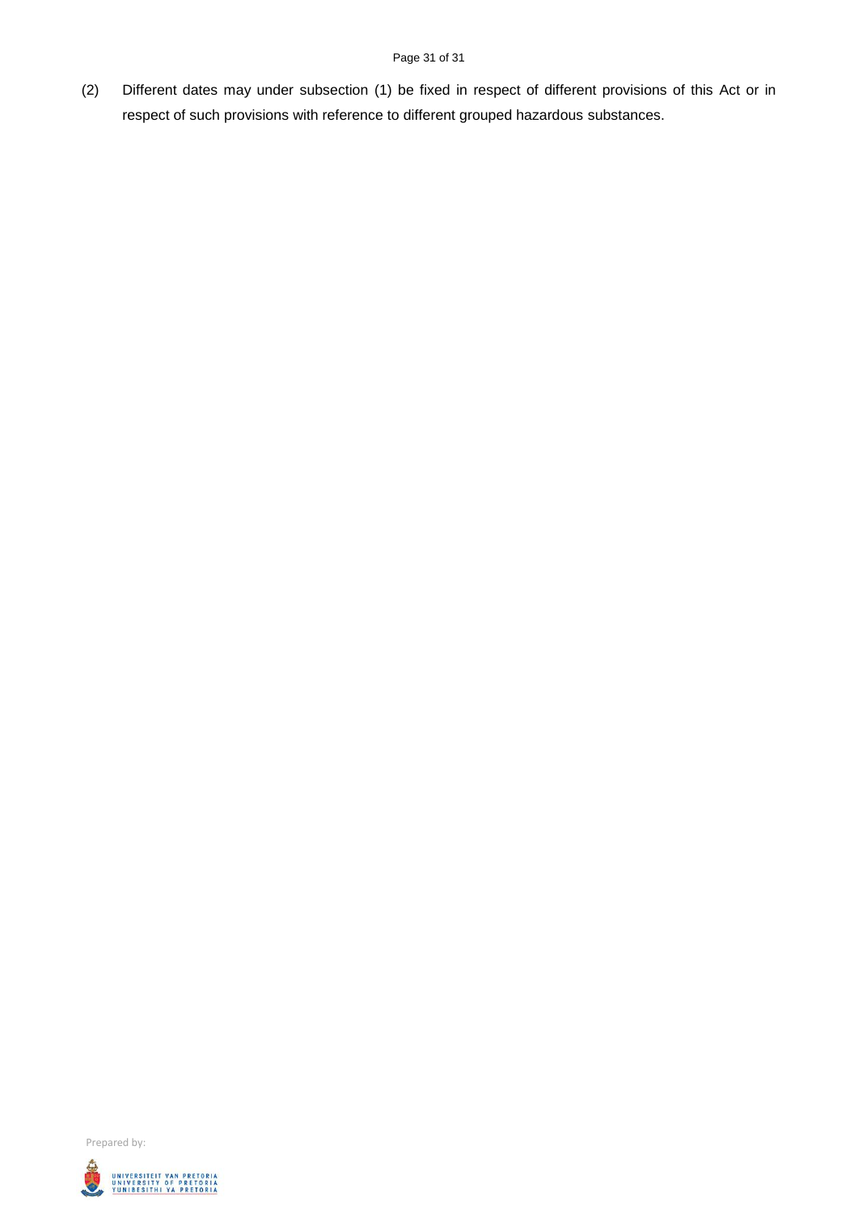(2) Different dates may under subsection (1) be fixed in respect of different provisions of this Act or in respect of such provisions with reference to different grouped hazardous substances.